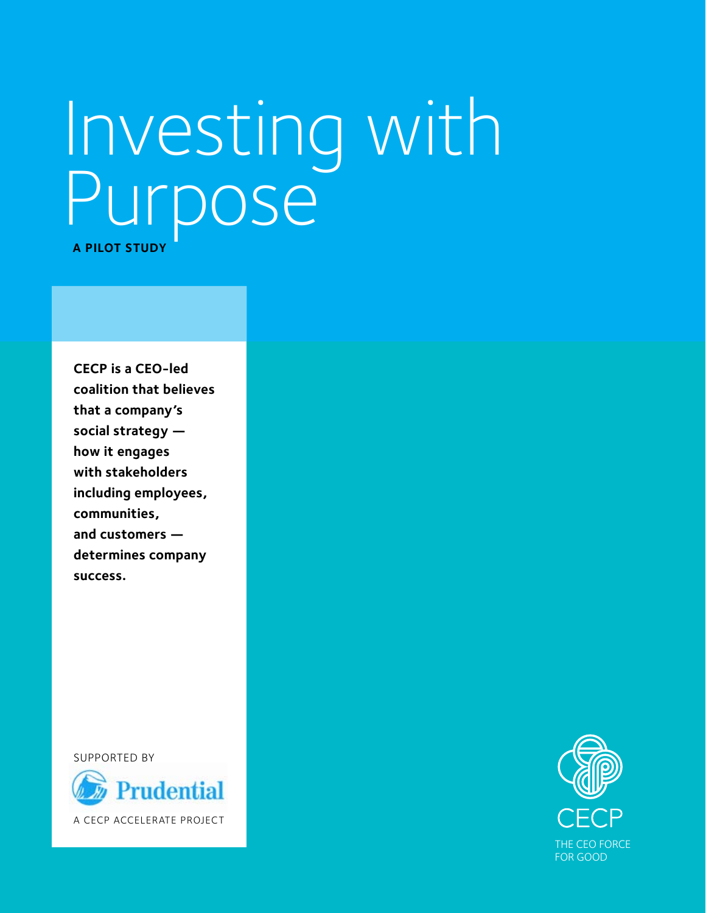# Investing with Purpose

**A PILOT STUDY**

**CECP is a CEO-led coalition that believes that a company's social strategy — how it engages with stakeholders including employees, communities, and customers — determines company success.**

SUPPORTED BY

Prudential

A CECP ACCELERATE PROJECT

CECP

THE CEO FORCE FOR GOOD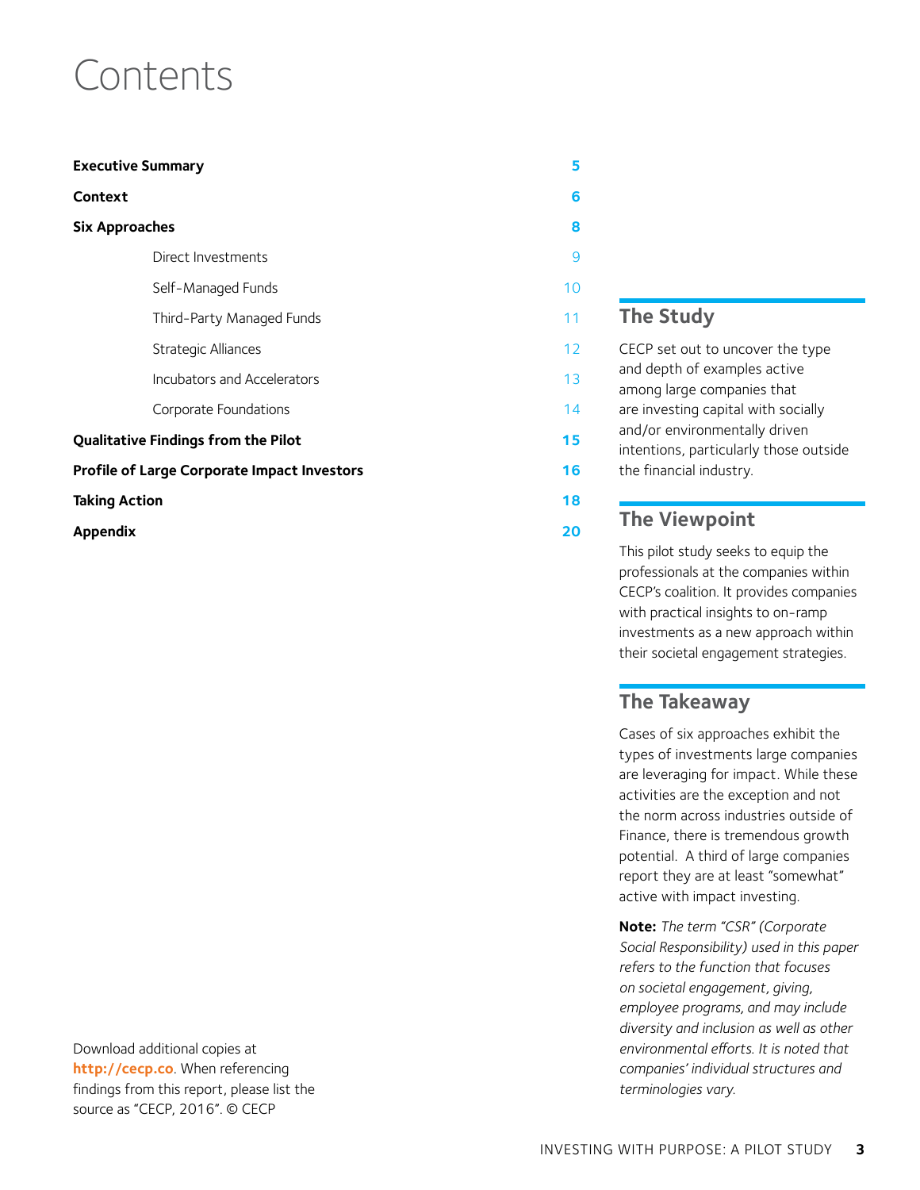# Contents

| | |
|---|---|
| **Executive Summary** | **5** |
| **Context** | **6** |
| **Six Approaches** | **8** |
| Direct Investments | 9 |
| Self-Managed Funds | 10 |
| Third-Party Managed Funds | 11 |
| Strategic Alliances | 12 |
| Incubators and Accelerators | 13 |
| Corporate Foundations | 14 |
| **Qualitative Findings from the Pilot** | **15** |
| **Profile of Large Corporate Impact Investors** | **16** |
| **Taking Action** | **18** |
| **Appendix** | **20** |

Download additional copies at **http://cecp.co**. When referencing findings from this report, please list the source as "CECP, 2016". © CECP

## The Study

CECP set out to uncover the type and depth of examples active among large companies that are investing capital with socially and/or environmentally driven intentions, particularly those outside the financial industry.

## The Viewpoint

This pilot study seeks to equip the professionals at the companies within CECP's coalition. It provides companies with practical insights to on-ramp investments as a new approach within their societal engagement strategies.

## The Takeaway

Cases of six approaches exhibit the types of investments large companies are leveraging for impact. While these activities are the exception and not the norm across industries outside of Finance, there is tremendous growth potential. A third of large companies report they are at least "somewhat" active with impact investing.

**Note:** *The term "CSR" (Corporate Social Responsibility) used in this paper refers to the function that focuses on societal engagement, giving, employee programs, and may include diversity and inclusion as well as other environmental efforts. It is noted that companies' individual structures and terminologies vary.*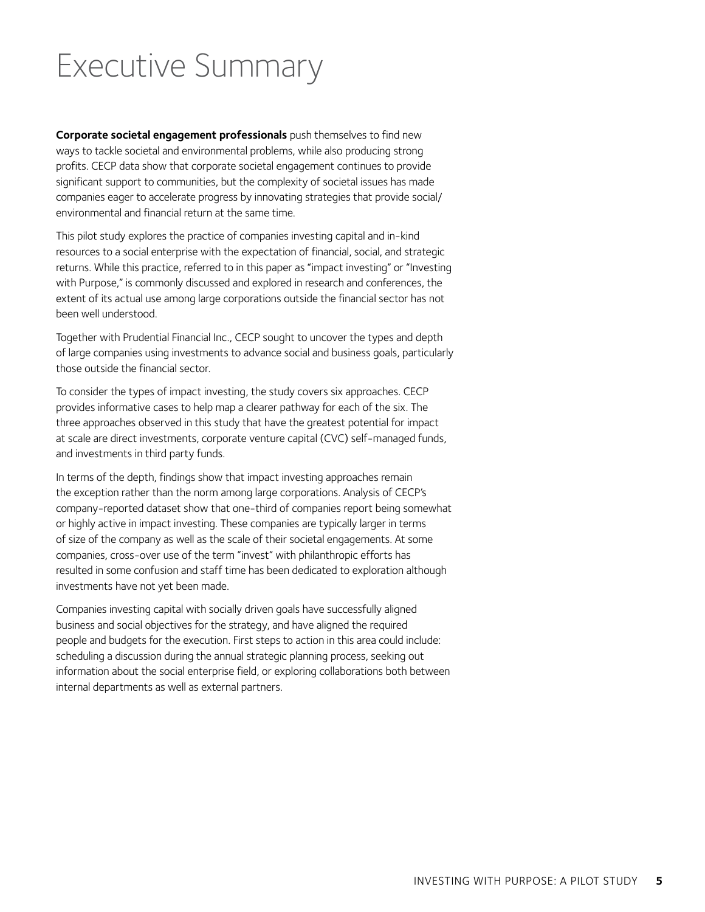# Executive Summary

**Corporate societal engagement professionals** push themselves to find new ways to tackle societal and environmental problems, while also producing strong profits. CECP data show that corporate societal engagement continues to provide significant support to communities, but the complexity of societal issues has made companies eager to accelerate progress by innovating strategies that provide social/environmental and financial return at the same time.

This pilot study explores the practice of companies investing capital and in-kind resources to a social enterprise with the expectation of financial, social, and strategic returns. While this practice, referred to in this paper as "impact investing" or "Investing with Purpose," is commonly discussed and explored in research and conferences, the extent of its actual use among large corporations outside the financial sector has not been well understood.

Together with Prudential Financial Inc., CECP sought to uncover the types and depth of large companies using investments to advance social and business goals, particularly those outside the financial sector.

To consider the types of impact investing, the study covers six approaches. CECP provides informative cases to help map a clearer pathway for each of the six. The three approaches observed in this study that have the greatest potential for impact at scale are direct investments, corporate venture capital (CVC) self-managed funds, and investments in third party funds.

In terms of the depth, findings show that impact investing approaches remain the exception rather than the norm among large corporations. Analysis of CECP's company-reported dataset show that one-third of companies report being somewhat or highly active in impact investing. These companies are typically larger in terms of size of the company as well as the scale of their societal engagements. At some companies, cross-over use of the term "invest" with philanthropic efforts has resulted in some confusion and staff time has been dedicated to exploration although investments have not yet been made.

Companies investing capital with socially driven goals have successfully aligned business and social objectives for the strategy, and have aligned the required people and budgets for the execution. First steps to action in this area could include: scheduling a discussion during the annual strategic planning process, seeking out information about the social enterprise field, or exploring collaborations both between internal departments as well as external partners.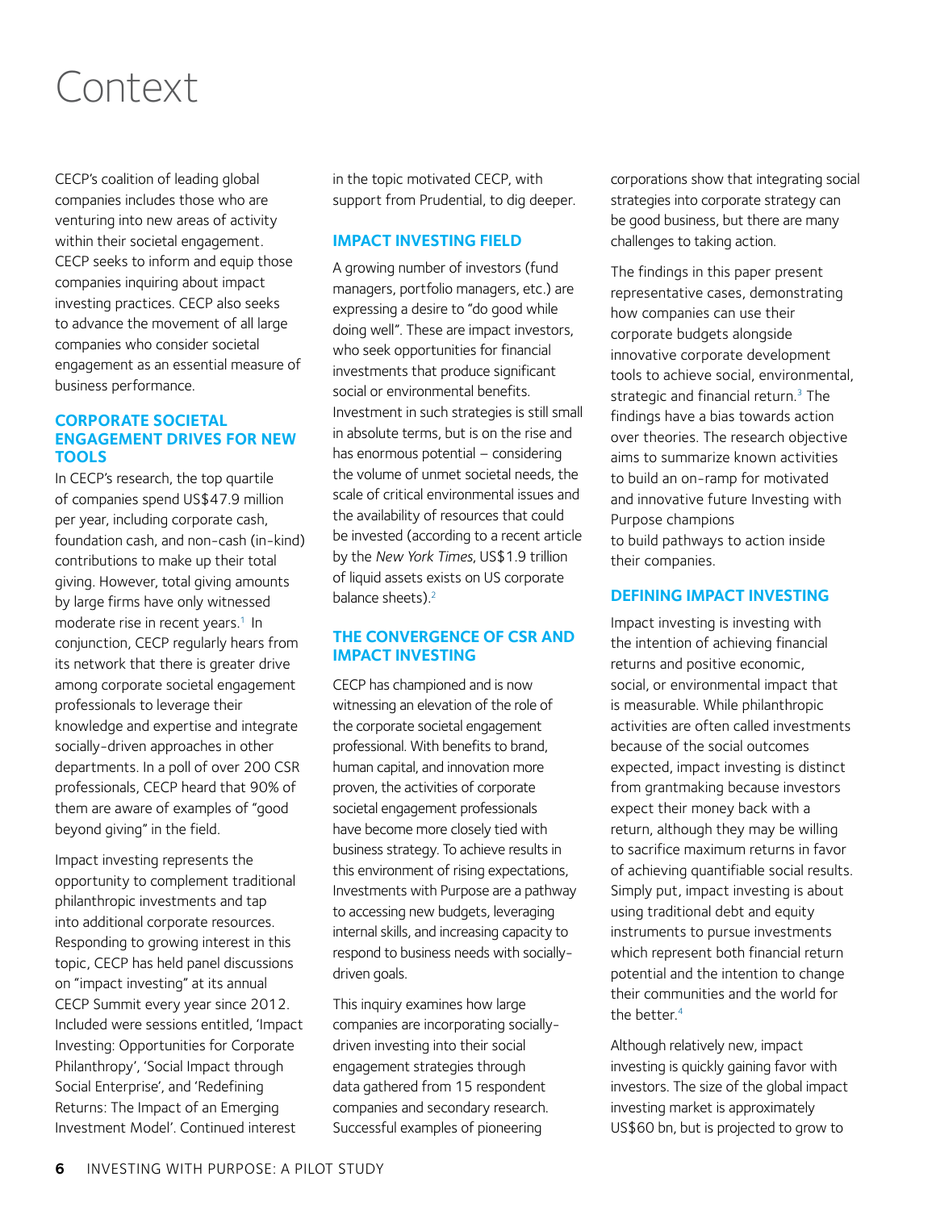# Context

CECP's coalition of leading global companies includes those who are venturing into new areas of activity within their societal engagement. CECP seeks to inform and equip those companies inquiring about impact investing practices. CECP also seeks to advance the movement of all large companies who consider societal engagement as an essential measure of business performance.

## CORPORATE SOCIETAL ENGAGEMENT DRIVES FOR NEW TOOLS

In CECP's research, the top quartile of companies spend US$47.9 million per year, including corporate cash, foundation cash, and non-cash (in-kind) contributions to make up their total giving. However, total giving amounts by large firms have only witnessed moderate rise in recent years.[1] In conjunction, CECP regularly hears from its network that there is greater drive among corporate societal engagement professionals to leverage their knowledge and expertise and integrate socially-driven approaches in other departments. In a poll of over 200 CSR professionals, CECP heard that 90% of them are aware of examples of "good beyond giving" in the field.

Impact investing represents the opportunity to complement traditional philanthropic investments and tap into additional corporate resources. Responding to growing interest in this topic, CECP has held panel discussions on "impact investing" at its annual CECP Summit every year since 2012. Included were sessions entitled, 'Impact Investing: Opportunities for Corporate Philanthropy', 'Social Impact through Social Enterprise', and 'Redefining Returns: The Impact of an Emerging Investment Model'. Continued interest in the topic motivated CECP, with support from Prudential, to dig deeper.

## IMPACT INVESTING FIELD

A growing number of investors (fund managers, portfolio managers, etc.) are expressing a desire to "do good while doing well". These are impact investors, who seek opportunities for financial investments that produce significant social or environmental benefits. Investment in such strategies is still small in absolute terms, but is on the rise and has enormous potential – considering the volume of unmet societal needs, the scale of critical environmental issues and the availability of resources that could be invested (according to a recent article by the *New York Times*, US$1.9 trillion of liquid assets exists on US corporate balance sheets).[2]

## THE CONVERGENCE OF CSR AND IMPACT INVESTING

CECP has championed and is now witnessing an elevation of the role of the corporate societal engagement professional. With benefits to brand, human capital, and innovation more proven, the activities of corporate societal engagement professionals have become more closely tied with business strategy. To achieve results in this environment of rising expectations, Investments with Purpose are a pathway to accessing new budgets, leveraging internal skills, and increasing capacity to respond to business needs with socially-driven goals.

This inquiry examines how large companies are incorporating socially-driven investing into their social engagement strategies through data gathered from 15 respondent companies and secondary research. Successful examples of pioneering corporations show that integrating social strategies into corporate strategy can be good business, but there are many challenges to taking action.

The findings in this paper present representative cases, demonstrating how companies can use their corporate budgets alongside innovative corporate development tools to achieve social, environmental, strategic and financial return.[3] The findings have a bias towards action over theories. The research objective aims to summarize known activities to build an on-ramp for motivated and innovative future Investing with Purpose champions to build pathways to action inside their companies.

## DEFINING IMPACT INVESTING

Impact investing is investing with the intention of achieving financial returns and positive economic, social, or environmental impact that is measurable. While philanthropic activities are often called investments because of the social outcomes expected, impact investing is distinct from grantmaking because investors expect their money back with a return, although they may be willing to sacrifice maximum returns in favor of achieving quantifiable social results. Simply put, impact investing is about using traditional debt and equity instruments to pursue investments which represent both financial return potential and the intention to change their communities and the world for the better.[4]

Although relatively new, impact investing is quickly gaining favor with investors. The size of the global impact investing market is approximately US$60 bn, but is projected to grow to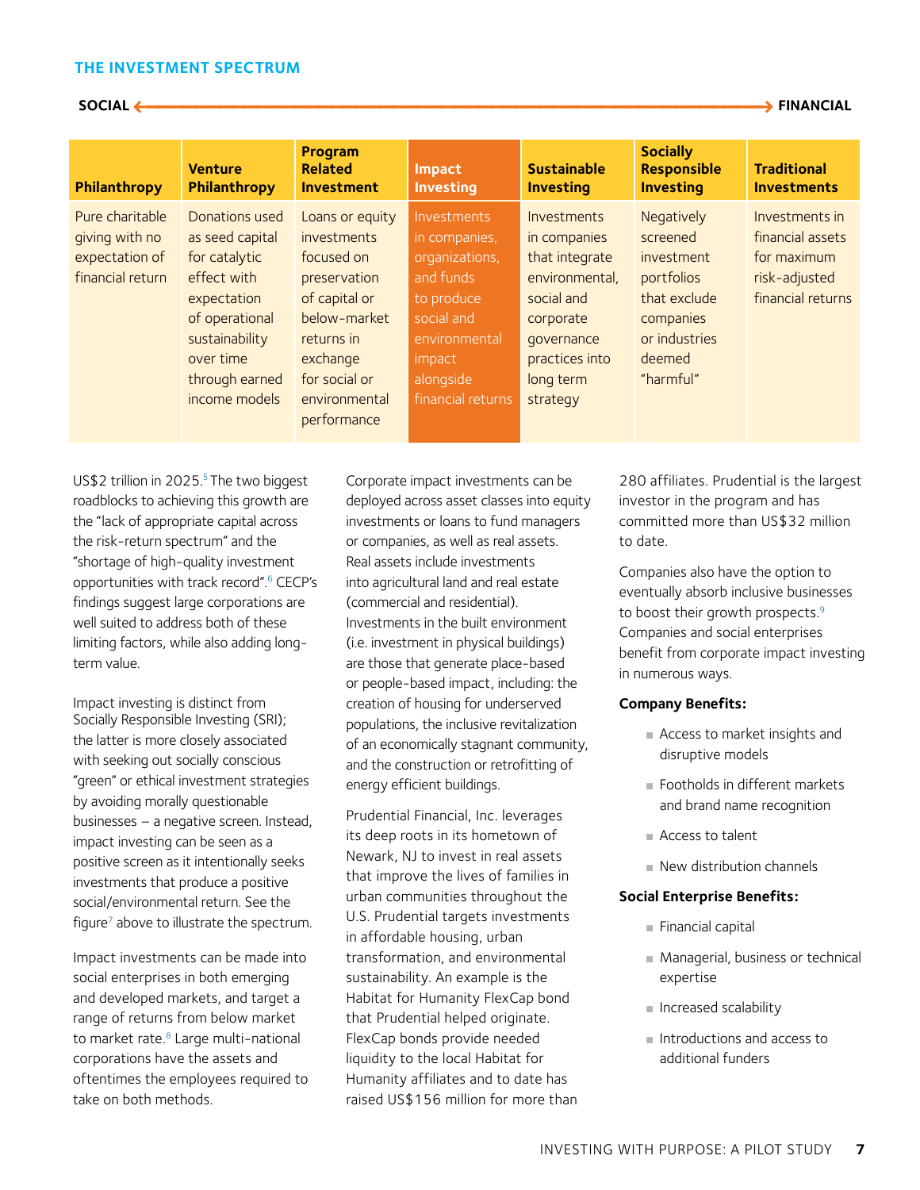## THE INVESTMENT SPECTRUM

**SOCIAL** ⟵⟶ **FINANCIAL**

| Philanthropy | Venture Philanthropy | Program Related Investment | Impact Investing | Sustainable Investing | Socially Responsible Investing | Traditional Investments |
|---|---|---|---|---|---|---|
| Pure charitable giving with no expectation of financial return | Donations used as seed capital for catalytic effect with expectation of operational sustainability over time through earned income models | Loans or equity investments focused on preservation of capital or below-market returns in exchange for social or environmental performance | Investments in companies, organizations, and funds to produce social and environmental impact alongside financial returns | Investments in companies that integrate environmental, social and corporate governance practices into long term strategy | Negatively screened investment portfolios that exclude companies or industries deemed "harmful" | Investments in financial assets for maximum risk-adjusted financial returns |

US$2 trillion in 2025.[5] The two biggest roadblocks to achieving this growth are the "lack of appropriate capital across the risk-return spectrum" and the "shortage of high-quality investment opportunities with track record".[6] CECP's findings suggest large corporations are well suited to address both of these limiting factors, while also adding long-term value.

Impact investing is distinct from Socially Responsible Investing (SRI); the latter is more closely associated with seeking out socially conscious "green" or ethical investment strategies by avoiding morally questionable businesses – a negative screen. Instead, impact investing can be seen as a positive screen as it intentionally seeks investments that produce a positive social/environmental return. See the figure[7] above to illustrate the spectrum.

Impact investments can be made into social enterprises in both emerging and developed markets, and target a range of returns from below market to market rate.[8] Large multi-national corporations have the assets and oftentimes the employees required to take on both methods.

Corporate impact investments can be deployed across asset classes into equity investments or loans to fund managers or companies, as well as real assets. Real assets include investments into agricultural land and real estate (commercial and residential). Investments in the built environment (i.e. investment in physical buildings) are those that generate place-based or people-based impact, including: the creation of housing for underserved populations, the inclusive revitalization of an economically stagnant community, and the construction or retrofitting of energy efficient buildings.

Prudential Financial, Inc. leverages its deep roots in its hometown of Newark, NJ to invest in real assets that improve the lives of families in urban communities throughout the U.S. Prudential targets investments in affordable housing, urban transformation, and environmental sustainability. An example is the Habitat for Humanity FlexCap bond that Prudential helped originate. FlexCap bonds provide needed liquidity to the local Habitat for Humanity affiliates and to date has raised US$156 million for more than 280 affiliates. Prudential is the largest investor in the program and has committed more than US$32 million to date.

Companies also have the option to eventually absorb inclusive businesses to boost their growth prospects.[9] Companies and social enterprises benefit from corporate impact investing in numerous ways.

**Company Benefits:**

- Access to market insights and disruptive models
- Footholds in different markets and brand name recognition
- Access to talent
- New distribution channels

**Social Enterprise Benefits:**

- Financial capital
- Managerial, business or technical expertise
- Increased scalability
- Introductions and access to additional funders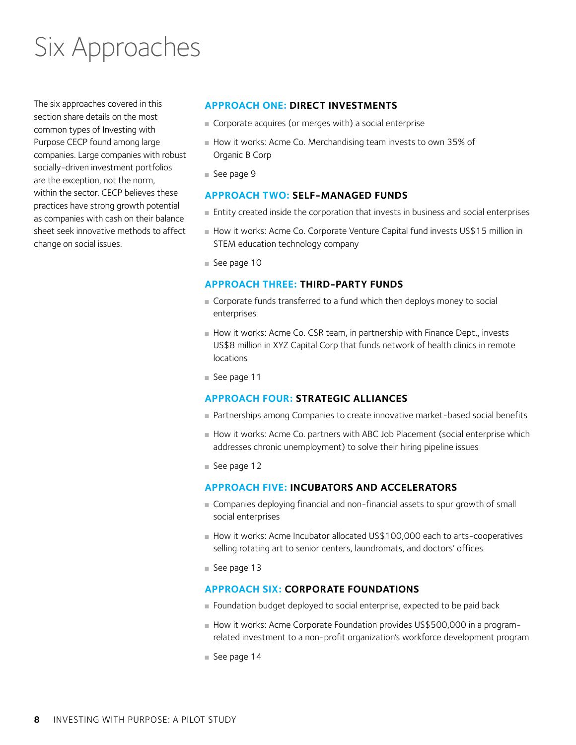# Six Approaches

The six approaches covered in this section share details on the most common types of Investing with Purpose CECP found among large companies. Large companies with robust socially-driven investment portfolios are the exception, not the norm, within the sector. CECP believes these practices have strong growth potential as companies with cash on their balance sheet seek innovative methods to affect change on social issues.

## APPROACH ONE: DIRECT INVESTMENTS

- Corporate acquires (or merges with) a social enterprise
- How it works: Acme Co. Merchandising team invests to own 35% of Organic B Corp
- See page 9

## APPROACH TWO: SELF-MANAGED FUNDS

- Entity created inside the corporation that invests in business and social enterprises
- How it works: Acme Co. Corporate Venture Capital fund invests US$15 million in STEM education technology company
- See page 10

## APPROACH THREE: THIRD-PARTY FUNDS

- Corporate funds transferred to a fund which then deploys money to social enterprises
- How it works: Acme Co. CSR team, in partnership with Finance Dept., invests US$8 million in XYZ Capital Corp that funds network of health clinics in remote locations
- See page 11

## APPROACH FOUR: STRATEGIC ALLIANCES

- Partnerships among Companies to create innovative market-based social benefits
- How it works: Acme Co. partners with ABC Job Placement (social enterprise which addresses chronic unemployment) to solve their hiring pipeline issues
- See page 12

## APPROACH FIVE: INCUBATORS AND ACCELERATORS

- Companies deploying financial and non-financial assets to spur growth of small social enterprises
- How it works: Acme Incubator allocated US$100,000 each to arts-cooperatives selling rotating art to senior centers, laundromats, and doctors' offices
- See page 13

## APPROACH SIX: CORPORATE FOUNDATIONS

- Foundation budget deployed to social enterprise, expected to be paid back
- How it works: Acme Corporate Foundation provides US$500,000 in a program-related investment to a non-profit organization's workforce development program
- See page 14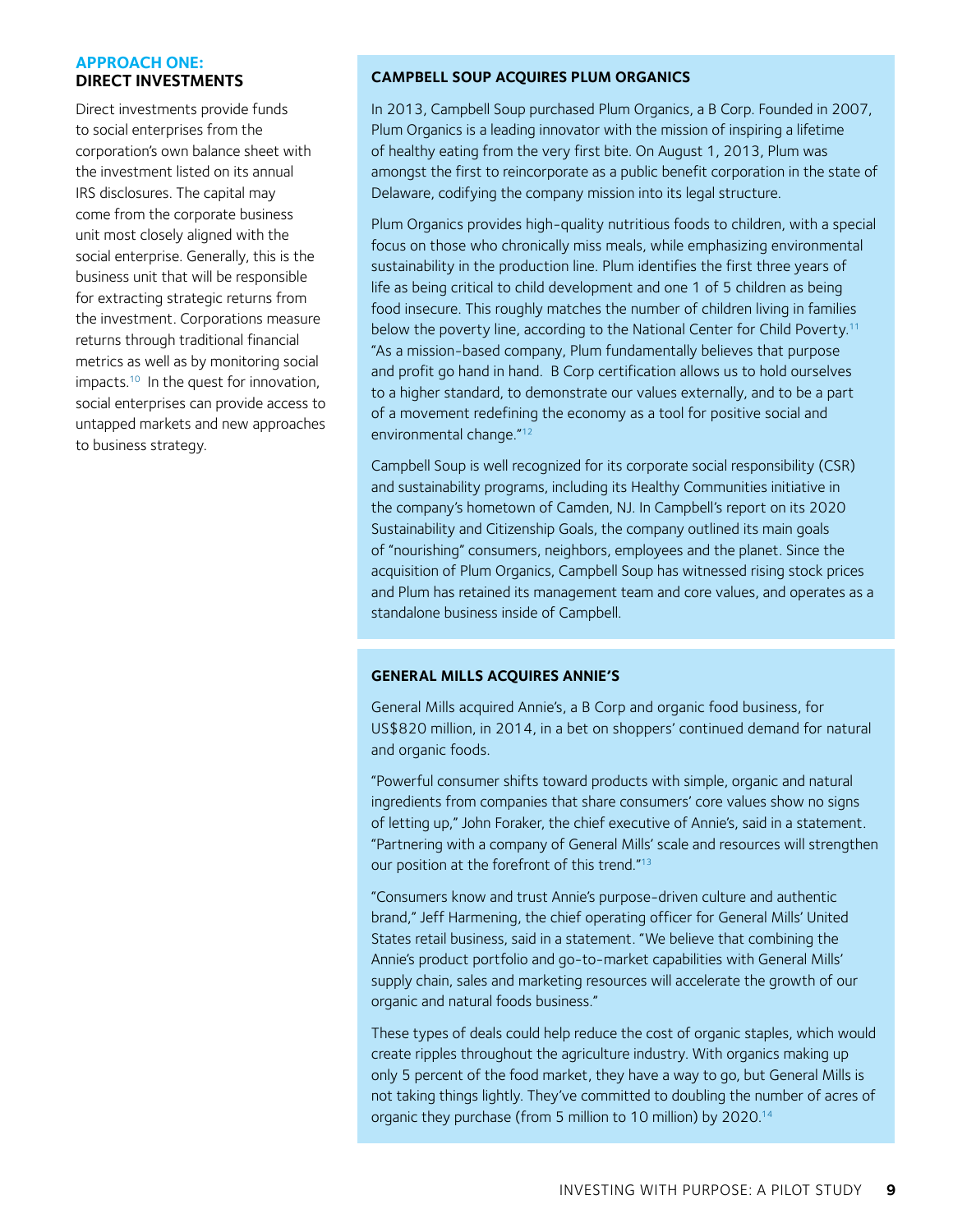## APPROACH ONE: DIRECT INVESTMENTS

Direct investments provide funds to social enterprises from the corporation's own balance sheet with the investment listed on its annual IRS disclosures. The capital may come from the corporate business unit most closely aligned with the social enterprise. Generally, this is the business unit that will be responsible for extracting strategic returns from the investment. Corporations measure returns through traditional financial metrics as well as by monitoring social impacts.[10] In the quest for innovation, social enterprises can provide access to untapped markets and new approaches to business strategy.

### CAMPBELL SOUP ACQUIRES PLUM ORGANICS

In 2013, Campbell Soup purchased Plum Organics, a B Corp. Founded in 2007, Plum Organics is a leading innovator with the mission of inspiring a lifetime of healthy eating from the very first bite. On August 1, 2013, Plum was amongst the first to reincorporate as a public benefit corporation in the state of Delaware, codifying the company mission into its legal structure.

Plum Organics provides high-quality nutritious foods to children, with a special focus on those who chronically miss meals, while emphasizing environmental sustainability in the production line. Plum identifies the first three years of life as being critical to child development and one 1 of 5 children as being food insecure. This roughly matches the number of children living in families below the poverty line, according to the National Center for Child Poverty.[11] "As a mission-based company, Plum fundamentally believes that purpose and profit go hand in hand. B Corp certification allows us to hold ourselves to a higher standard, to demonstrate our values externally, and to be a part of a movement redefining the economy as a tool for positive social and environmental change."[12]

Campbell Soup is well recognized for its corporate social responsibility (CSR) and sustainability programs, including its Healthy Communities initiative in the company's hometown of Camden, NJ. In Campbell's report on its 2020 Sustainability and Citizenship Goals, the company outlined its main goals of "nourishing" consumers, neighbors, employees and the planet. Since the acquisition of Plum Organics, Campbell Soup has witnessed rising stock prices and Plum has retained its management team and core values, and operates as a standalone business inside of Campbell.

### GENERAL MILLS ACQUIRES ANNIE'S

General Mills acquired Annie's, a B Corp and organic food business, for US$820 million, in 2014, in a bet on shoppers' continued demand for natural and organic foods.

"Powerful consumer shifts toward products with simple, organic and natural ingredients from companies that share consumers' core values show no signs of letting up," John Foraker, the chief executive of Annie's, said in a statement. "Partnering with a company of General Mills' scale and resources will strengthen our position at the forefront of this trend."[13]

"Consumers know and trust Annie's purpose-driven culture and authentic brand," Jeff Harmening, the chief operating officer for General Mills' United States retail business, said in a statement. "We believe that combining the Annie's product portfolio and go-to-market capabilities with General Mills' supply chain, sales and marketing resources will accelerate the growth of our organic and natural foods business."

These types of deals could help reduce the cost of organic staples, which would create ripples throughout the agriculture industry. With organics making up only 5 percent of the food market, they have a way to go, but General Mills is not taking things lightly. They've committed to doubling the number of acres of organic they purchase (from 5 million to 10 million) by 2020.[14]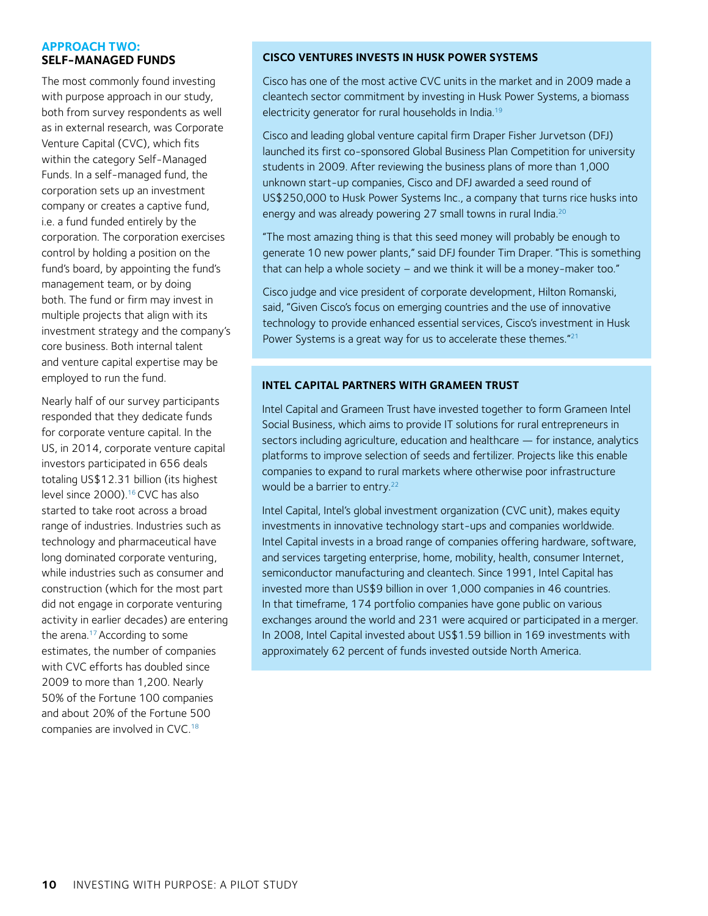## APPROACH TWO: SELF-MANAGED FUNDS

The most commonly found investing with purpose approach in our study, both from survey respondents as well as in external research, was Corporate Venture Capital (CVC), which fits within the category Self-Managed Funds. In a self-managed fund, the corporation sets up an investment company or creates a captive fund, i.e. a fund funded entirely by the corporation. The corporation exercises control by holding a position on the fund's board, by appointing the fund's management team, or by doing both. The fund or firm may invest in multiple projects that align with its investment strategy and the company's core business. Both internal talent and venture capital expertise may be employed to run the fund.

Nearly half of our survey participants responded that they dedicate funds for corporate venture capital. In the US, in 2014, corporate venture capital investors participated in 656 deals totaling US$12.31 billion (its highest level since 2000).[16] CVC has also started to take root across a broad range of industries. Industries such as technology and pharmaceutical have long dominated corporate venturing, while industries such as consumer and construction (which for the most part did not engage in corporate venturing activity in earlier decades) are entering the arena.[17] According to some estimates, the number of companies with CVC efforts has doubled since 2009 to more than 1,200. Nearly 50% of the Fortune 100 companies and about 20% of the Fortune 500 companies are involved in CVC.[18]

### CISCO VENTURES INVESTS IN HUSK POWER SYSTEMS

Cisco has one of the most active CVC units in the market and in 2009 made a cleantech sector commitment by investing in Husk Power Systems, a biomass electricity generator for rural households in India.[19]

Cisco and leading global venture capital firm Draper Fisher Jurvetson (DFJ) launched its first co-sponsored Global Business Plan Competition for university students in 2009. After reviewing the business plans of more than 1,000 unknown start-up companies, Cisco and DFJ awarded a seed round of US$250,000 to Husk Power Systems Inc., a company that turns rice husks into energy and was already powering 27 small towns in rural India.[20]

"The most amazing thing is that this seed money will probably be enough to generate 10 new power plants," said DFJ founder Tim Draper. "This is something that can help a whole society – and we think it will be a money-maker too."

Cisco judge and vice president of corporate development, Hilton Romanski, said, "Given Cisco's focus on emerging countries and the use of innovative technology to provide enhanced essential services, Cisco's investment in Husk Power Systems is a great way for us to accelerate these themes."[21]

### INTEL CAPITAL PARTNERS WITH GRAMEEN TRUST

Intel Capital and Grameen Trust have invested together to form Grameen Intel Social Business, which aims to provide IT solutions for rural entrepreneurs in sectors including agriculture, education and healthcare — for instance, analytics platforms to improve selection of seeds and fertilizer. Projects like this enable companies to expand to rural markets where otherwise poor infrastructure would be a barrier to entry.[22]

Intel Capital, Intel's global investment organization (CVC unit), makes equity investments in innovative technology start-ups and companies worldwide. Intel Capital invests in a broad range of companies offering hardware, software, and services targeting enterprise, home, mobility, health, consumer Internet, semiconductor manufacturing and cleantech. Since 1991, Intel Capital has invested more than US$9 billion in over 1,000 companies in 46 countries. In that timeframe, 174 portfolio companies have gone public on various exchanges around the world and 231 were acquired or participated in a merger. In 2008, Intel Capital invested about US$1.59 billion in 169 investments with approximately 62 percent of funds invested outside North America.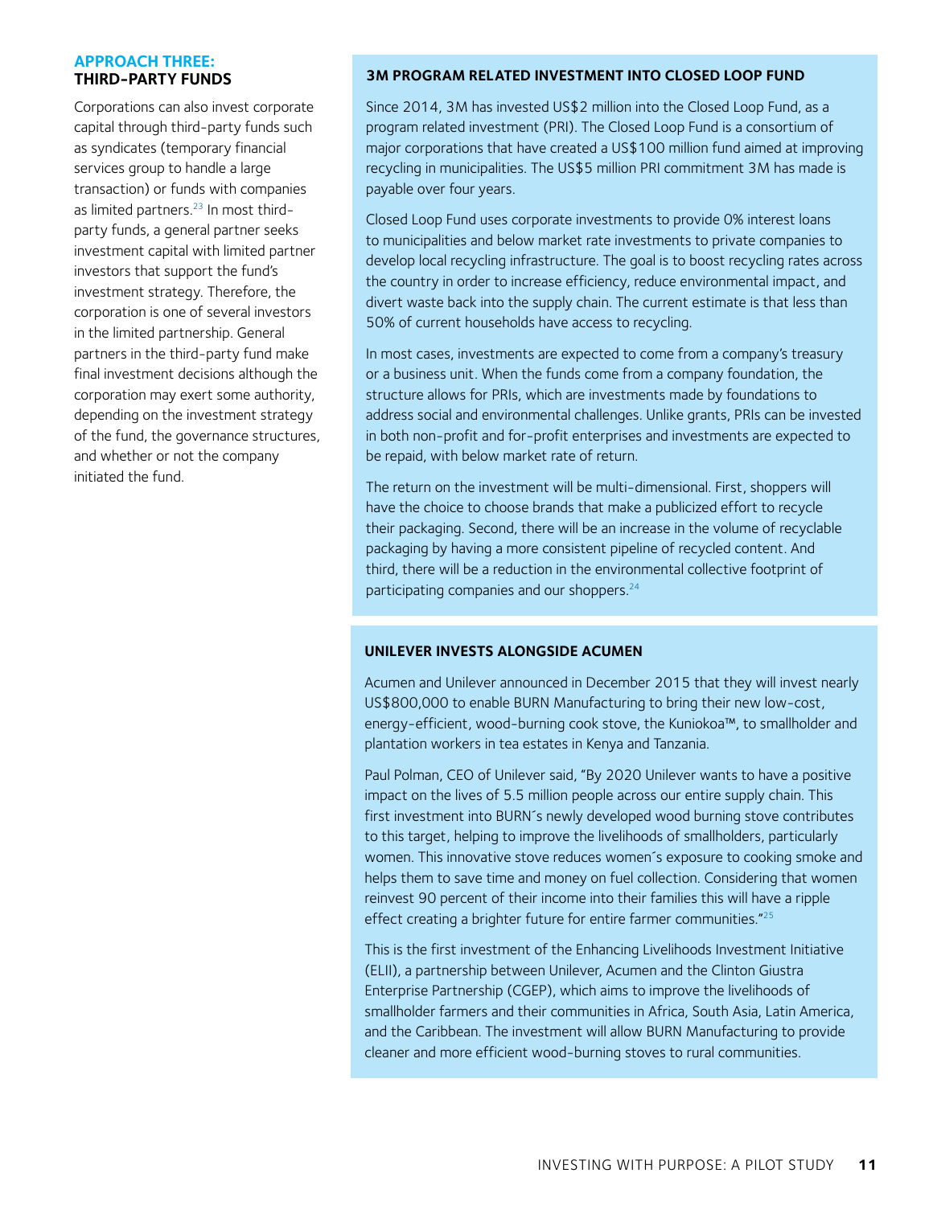## APPROACH THREE: THIRD-PARTY FUNDS

Corporations can also invest corporate capital through third-party funds such as syndicates (temporary financial services group to handle a large transaction) or funds with companies as limited partners.[23] In most third-party funds, a general partner seeks investment capital with limited partner investors that support the fund's investment strategy. Therefore, the corporation is one of several investors in the limited partnership. General partners in the third-party fund make final investment decisions although the corporation may exert some authority, depending on the investment strategy of the fund, the governance structures, and whether or not the company initiated the fund.

### 3M PROGRAM RELATED INVESTMENT INTO CLOSED LOOP FUND

Since 2014, 3M has invested US$2 million into the Closed Loop Fund, as a program related investment (PRI). The Closed Loop Fund is a consortium of major corporations that have created a US$100 million fund aimed at improving recycling in municipalities. The US$5 million PRI commitment 3M has made is payable over four years.

Closed Loop Fund uses corporate investments to provide 0% interest loans to municipalities and below market rate investments to private companies to develop local recycling infrastructure. The goal is to boost recycling rates across the country in order to increase efficiency, reduce environmental impact, and divert waste back into the supply chain. The current estimate is that less than 50% of current households have access to recycling.

In most cases, investments are expected to come from a company's treasury or a business unit. When the funds come from a company foundation, the structure allows for PRIs, which are investments made by foundations to address social and environmental challenges. Unlike grants, PRIs can be invested in both non-profit and for-profit enterprises and investments are expected to be repaid, with below market rate of return.

The return on the investment will be multi-dimensional. First, shoppers will have the choice to choose brands that make a publicized effort to recycle their packaging. Second, there will be an increase in the volume of recyclable packaging by having a more consistent pipeline of recycled content. And third, there will be a reduction in the environmental collective footprint of participating companies and our shoppers.[24]

### UNILEVER INVESTS ALONGSIDE ACUMEN

Acumen and Unilever announced in December 2015 that they will invest nearly US$800,000 to enable BURN Manufacturing to bring their new low-cost, energy-efficient, wood-burning cook stove, the Kuniokoa™, to smallholder and plantation workers in tea estates in Kenya and Tanzania.

Paul Polman, CEO of Unilever said, "By 2020 Unilever wants to have a positive impact on the lives of 5.5 million people across our entire supply chain. This first investment into BURN´s newly developed wood burning stove contributes to this target, helping to improve the livelihoods of smallholders, particularly women. This innovative stove reduces women´s exposure to cooking smoke and helps them to save time and money on fuel collection. Considering that women reinvest 90 percent of their income into their families this will have a ripple effect creating a brighter future for entire farmer communities."[25]

This is the first investment of the Enhancing Livelihoods Investment Initiative (ELII), a partnership between Unilever, Acumen and the Clinton Giustra Enterprise Partnership (CGEP), which aims to improve the livelihoods of smallholder farmers and their communities in Africa, South Asia, Latin America, and the Caribbean. The investment will allow BURN Manufacturing to provide cleaner and more efficient wood-burning stoves to rural communities.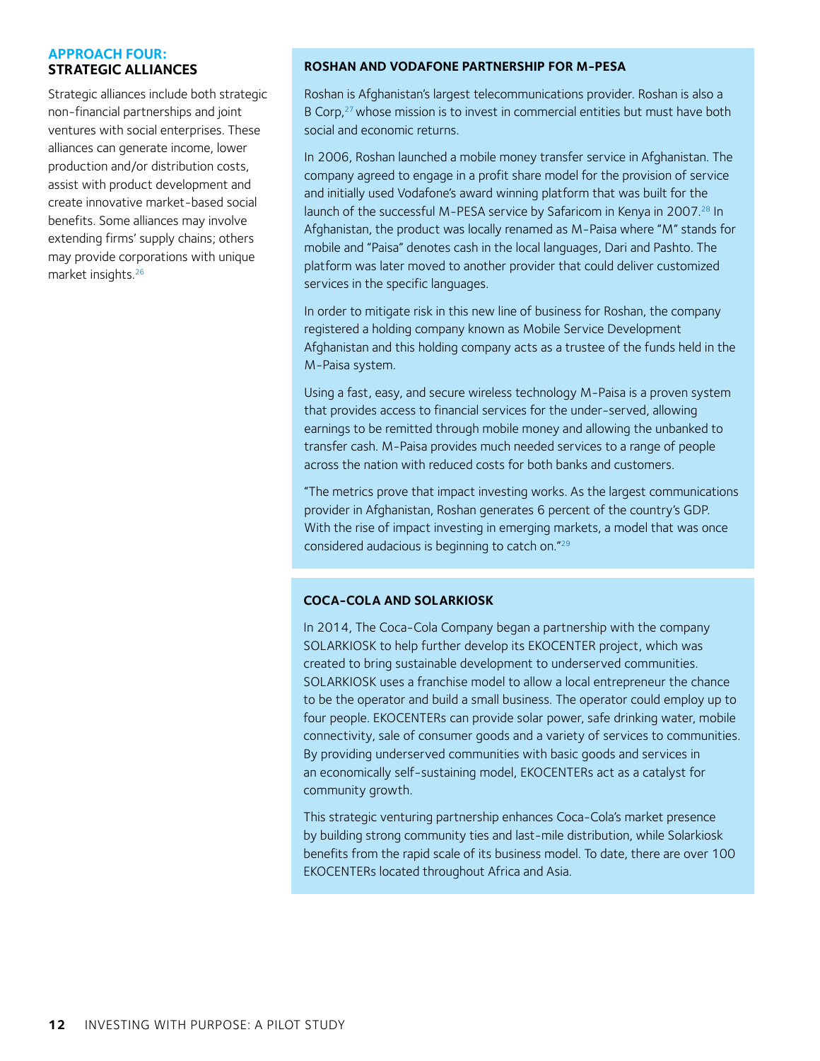## APPROACH FOUR: STRATEGIC ALLIANCES

Strategic alliances include both strategic non-financial partnerships and joint ventures with social enterprises. These alliances can generate income, lower production and/or distribution costs, assist with product development and create innovative market-based social benefits. Some alliances may involve extending firms' supply chains; others may provide corporations with unique market insights.[26]

### ROSHAN AND VODAFONE PARTNERSHIP FOR M-PESA

Roshan is Afghanistan's largest telecommunications provider. Roshan is also a B Corp,[27] whose mission is to invest in commercial entities but must have both social and economic returns.

In 2006, Roshan launched a mobile money transfer service in Afghanistan. The company agreed to engage in a profit share model for the provision of service and initially used Vodafone's award winning platform that was built for the launch of the successful M-PESA service by Safaricom in Kenya in 2007.[28] In Afghanistan, the product was locally renamed as M-Paisa where "M" stands for mobile and "Paisa" denotes cash in the local languages, Dari and Pashto. The platform was later moved to another provider that could deliver customized services in the specific languages.

In order to mitigate risk in this new line of business for Roshan, the company registered a holding company known as Mobile Service Development Afghanistan and this holding company acts as a trustee of the funds held in the M-Paisa system.

Using a fast, easy, and secure wireless technology M-Paisa is a proven system that provides access to financial services for the under-served, allowing earnings to be remitted through mobile money and allowing the unbanked to transfer cash. M-Paisa provides much needed services to a range of people across the nation with reduced costs for both banks and customers.

"The metrics prove that impact investing works. As the largest communications provider in Afghanistan, Roshan generates 6 percent of the country's GDP. With the rise of impact investing in emerging markets, a model that was once considered audacious is beginning to catch on."[29]

### COCA-COLA AND SOLARKIOSK

In 2014, The Coca-Cola Company began a partnership with the company SOLARKIOSK to help further develop its EKOCENTER project, which was created to bring sustainable development to underserved communities. SOLARKIOSK uses a franchise model to allow a local entrepreneur the chance to be the operator and build a small business. The operator could employ up to four people. EKOCENTERs can provide solar power, safe drinking water, mobile connectivity, sale of consumer goods and a variety of services to communities. By providing underserved communities with basic goods and services in an economically self-sustaining model, EKOCENTERs act as a catalyst for community growth.

This strategic venturing partnership enhances Coca-Cola's market presence by building strong community ties and last-mile distribution, while Solarkiosk benefits from the rapid scale of its business model. To date, there are over 100 EKOCENTERs located throughout Africa and Asia.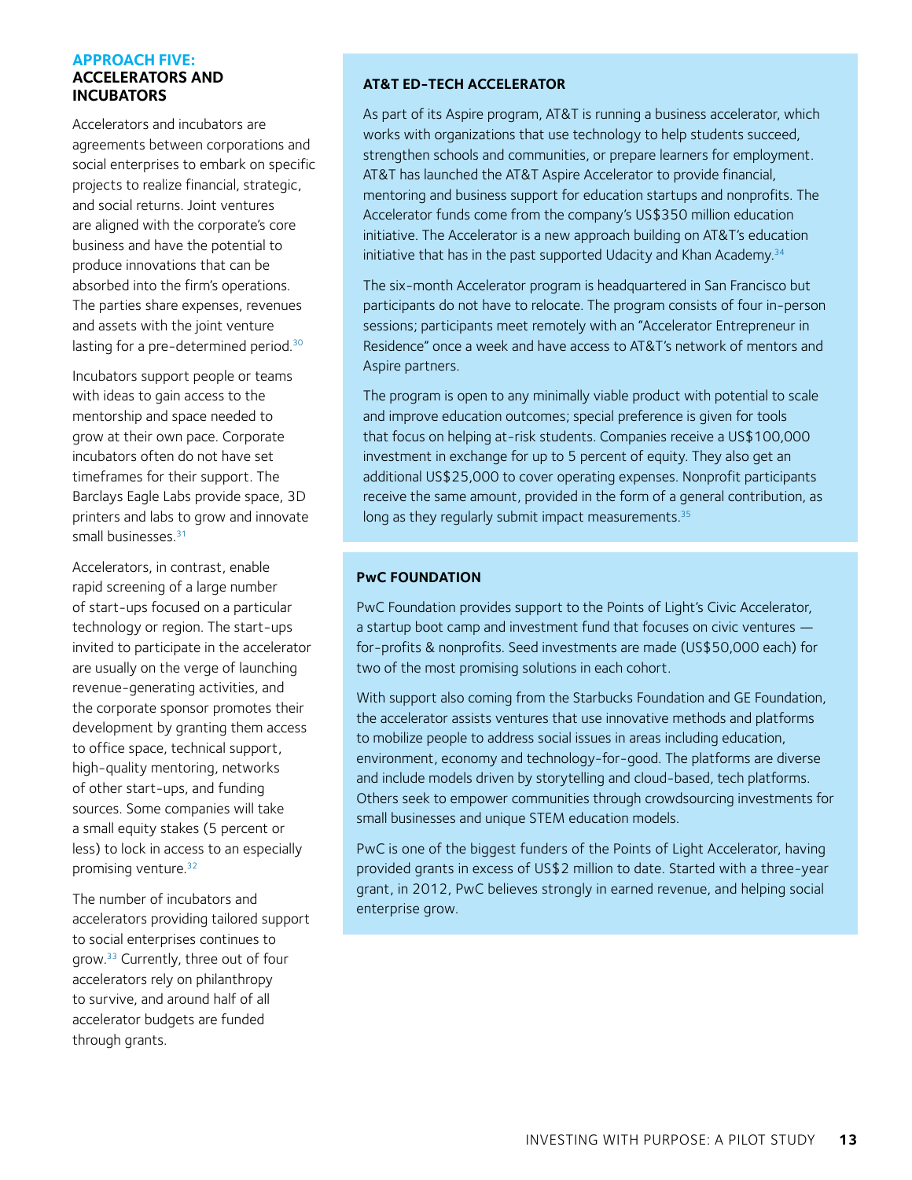## APPROACH FIVE: ACCELERATORS AND INCUBATORS

Accelerators and incubators are agreements between corporations and social enterprises to embark on specific projects to realize financial, strategic, and social returns. Joint ventures are aligned with the corporate's core business and have the potential to produce innovations that can be absorbed into the firm's operations. The parties share expenses, revenues and assets with the joint venture lasting for a pre-determined period.[30]

Incubators support people or teams with ideas to gain access to the mentorship and space needed to grow at their own pace. Corporate incubators often do not have set timeframes for their support. The Barclays Eagle Labs provide space, 3D printers and labs to grow and innovate small businesses.[31]

Accelerators, in contrast, enable rapid screening of a large number of start-ups focused on a particular technology or region. The start-ups invited to participate in the accelerator are usually on the verge of launching revenue-generating activities, and the corporate sponsor promotes their development by granting them access to office space, technical support, high-quality mentoring, networks of other start-ups, and funding sources. Some companies will take a small equity stakes (5 percent or less) to lock in access to an especially promising venture.[32]

The number of incubators and accelerators providing tailored support to social enterprises continues to grow.[33] Currently, three out of four accelerators rely on philanthropy to survive, and around half of all accelerator budgets are funded through grants.

### AT&T ED-TECH ACCELERATOR

As part of its Aspire program, AT&T is running a business accelerator, which works with organizations that use technology to help students succeed, strengthen schools and communities, or prepare learners for employment. AT&T has launched the AT&T Aspire Accelerator to provide financial, mentoring and business support for education startups and nonprofits. The Accelerator funds come from the company's US$350 million education initiative. The Accelerator is a new approach building on AT&T's education initiative that has in the past supported Udacity and Khan Academy.[34]

The six-month Accelerator program is headquartered in San Francisco but participants do not have to relocate. The program consists of four in-person sessions; participants meet remotely with an "Accelerator Entrepreneur in Residence" once a week and have access to AT&T's network of mentors and Aspire partners.

The program is open to any minimally viable product with potential to scale and improve education outcomes; special preference is given for tools that focus on helping at-risk students. Companies receive a US$100,000 investment in exchange for up to 5 percent of equity. They also get an additional US$25,000 to cover operating expenses. Nonprofit participants receive the same amount, provided in the form of a general contribution, as long as they regularly submit impact measurements.[35]

### PwC FOUNDATION

PwC Foundation provides support to the Points of Light's Civic Accelerator, a startup boot camp and investment fund that focuses on civic ventures — for-profits & nonprofits. Seed investments are made (US$50,000 each) for two of the most promising solutions in each cohort.

With support also coming from the Starbucks Foundation and GE Foundation, the accelerator assists ventures that use innovative methods and platforms to mobilize people to address social issues in areas including education, environment, economy and technology-for-good. The platforms are diverse and include models driven by storytelling and cloud-based, tech platforms. Others seek to empower communities through crowdsourcing investments for small businesses and unique STEM education models.

PwC is one of the biggest funders of the Points of Light Accelerator, having provided grants in excess of US$2 million to date. Started with a three-year grant, in 2012, PwC believes strongly in earned revenue, and helping social enterprise grow.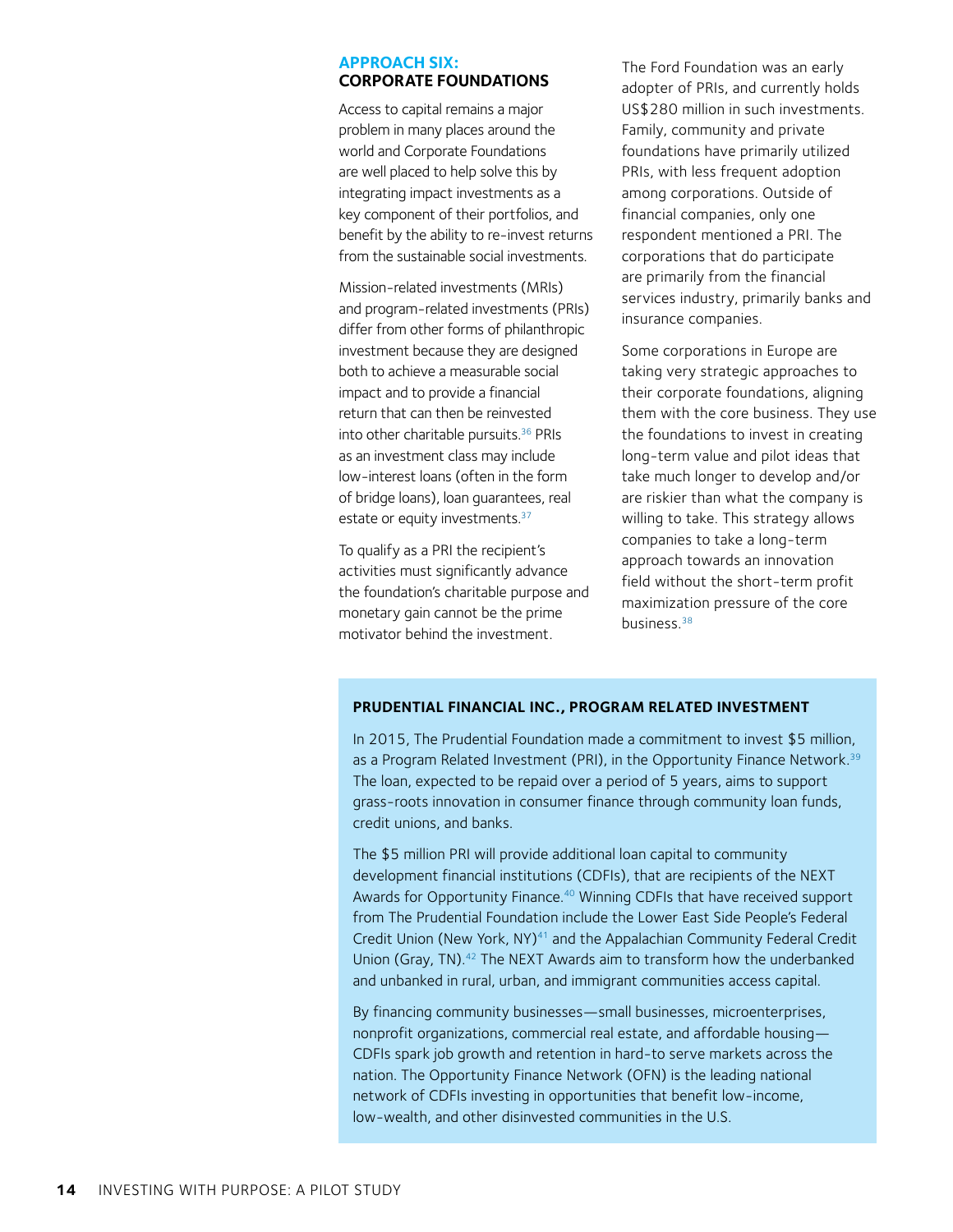## APPROACH SIX: CORPORATE FOUNDATIONS

Access to capital remains a major problem in many places around the world and Corporate Foundations are well placed to help solve this by integrating impact investments as a key component of their portfolios, and benefit by the ability to re-invest returns from the sustainable social investments.

Mission-related investments (MRIs) and program-related investments (PRIs) differ from other forms of philanthropic investment because they are designed both to achieve a measurable social impact and to provide a financial return that can then be reinvested into other charitable pursuits.[36] PRIs as an investment class may include low-interest loans (often in the form of bridge loans), loan guarantees, real estate or equity investments.[37]

To qualify as a PRI the recipient's activities must significantly advance the foundation's charitable purpose and monetary gain cannot be the prime motivator behind the investment.

The Ford Foundation was an early adopter of PRIs, and currently holds US$280 million in such investments. Family, community and private foundations have primarily utilized PRIs, with less frequent adoption among corporations. Outside of financial companies, only one respondent mentioned a PRI. The corporations that do participate are primarily from the financial services industry, primarily banks and insurance companies.

Some corporations in Europe are taking very strategic approaches to their corporate foundations, aligning them with the core business. They use the foundations to invest in creating long-term value and pilot ideas that take much longer to develop and/or are riskier than what the company is willing to take. This strategy allows companies to take a long-term approach towards an innovation field without the short-term profit maximization pressure of the core business.[38]

### PRUDENTIAL FINANCIAL INC., PROGRAM RELATED INVESTMENT

In 2015, The Prudential Foundation made a commitment to invest $5 million, as a Program Related Investment (PRI), in the Opportunity Finance Network.[39] The loan, expected to be repaid over a period of 5 years, aims to support grass-roots innovation in consumer finance through community loan funds, credit unions, and banks.

The $5 million PRI will provide additional loan capital to community development financial institutions (CDFIs), that are recipients of the NEXT Awards for Opportunity Finance.[40] Winning CDFIs that have received support from The Prudential Foundation include the Lower East Side People's Federal Credit Union (New York, NY)[41] and the Appalachian Community Federal Credit Union (Gray, TN).[42] The NEXT Awards aim to transform how the underbanked and unbanked in rural, urban, and immigrant communities access capital.

By financing community businesses—small businesses, microenterprises, nonprofit organizations, commercial real estate, and affordable housing—CDFIs spark job growth and retention in hard-to serve markets across the nation. The Opportunity Finance Network (OFN) is the leading national network of CDFIs investing in opportunities that benefit low-income, low-wealth, and other disinvested communities in the U.S.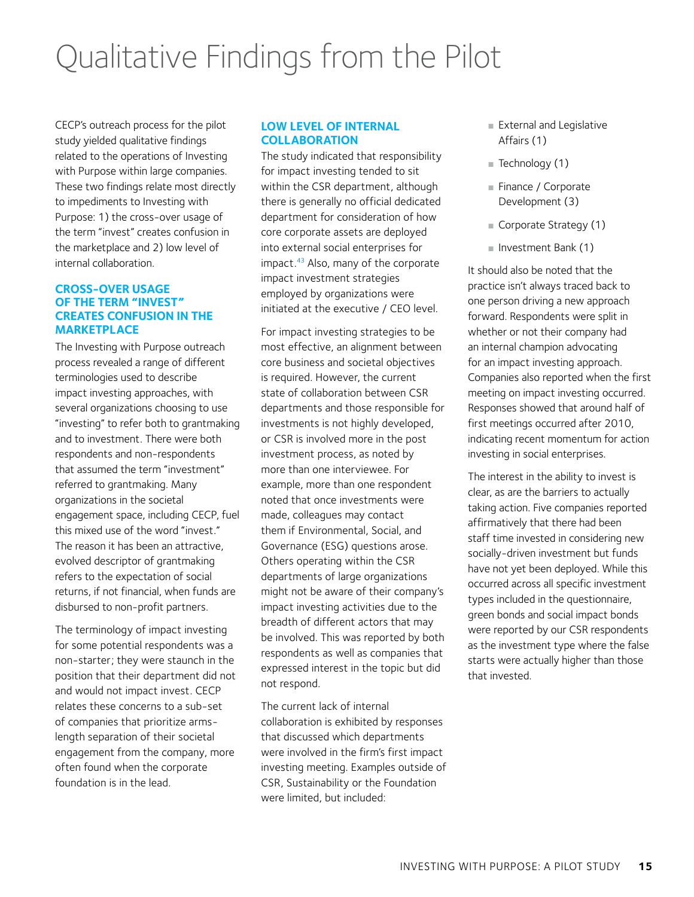# Qualitative Findings from the Pilot

CECP's outreach process for the pilot study yielded qualitative findings related to the operations of Investing with Purpose within large companies. These two findings relate most directly to impediments to Investing with Purpose: 1) the cross-over usage of the term "invest" creates confusion in the marketplace and 2) low level of internal collaboration.

## CROSS-OVER USAGE OF THE TERM "INVEST" CREATES CONFUSION IN THE MARKETPLACE

The Investing with Purpose outreach process revealed a range of different terminologies used to describe impact investing approaches, with several organizations choosing to use "investing" to refer both to grantmaking and to investment. There were both respondents and non-respondents that assumed the term "investment" referred to grantmaking. Many organizations in the societal engagement space, including CECP, fuel this mixed use of the word "invest." The reason it has been an attractive, evolved descriptor of grantmaking refers to the expectation of social returns, if not financial, when funds are disbursed to non-profit partners.

The terminology of impact investing for some potential respondents was a non-starter; they were staunch in the position that their department did not and would not impact invest. CECP relates these concerns to a sub-set of companies that prioritize arms-length separation of their societal engagement from the company, more often found when the corporate foundation is in the lead.

## LOW LEVEL OF INTERNAL COLLABORATION

The study indicated that responsibility for impact investing tended to sit within the CSR department, although there is generally no official dedicated department for consideration of how core corporate assets are deployed into external social enterprises for impact.[43] Also, many of the corporate impact investment strategies employed by organizations were initiated at the executive / CEO level.

For impact investing strategies to be most effective, an alignment between core business and societal objectives is required. However, the current state of collaboration between CSR departments and those responsible for investments is not highly developed, or CSR is involved more in the post investment process, as noted by more than one interviewee. For example, more than one respondent noted that once investments were made, colleagues may contact them if Environmental, Social, and Governance (ESG) questions arose. Others operating within the CSR departments of large organizations might not be aware of their company's impact investing activities due to the breadth of different actors that may be involved. This was reported by both respondents as well as companies that expressed interest in the topic but did not respond.

The current lack of internal collaboration is exhibited by responses that discussed which departments were involved in the firm's first impact investing meeting. Examples outside of CSR, Sustainability or the Foundation were limited, but included:

- External and Legislative Affairs (1)
- Technology (1)
- Finance / Corporate Development (3)
- Corporate Strategy (1)
- Investment Bank (1)

It should also be noted that the practice isn't always traced back to one person driving a new approach forward. Respondents were split in whether or not their company had an internal champion advocating for an impact investing approach. Companies also reported when the first meeting on impact investing occurred. Responses showed that around half of first meetings occurred after 2010, indicating recent momentum for action investing in social enterprises.

The interest in the ability to invest is clear, as are the barriers to actually taking action. Five companies reported affirmatively that there had been staff time invested in considering new socially-driven investment but funds have not yet been deployed. While this occurred across all specific investment types included in the questionnaire, green bonds and social impact bonds were reported by our CSR respondents as the investment type where the false starts were actually higher than those that invested.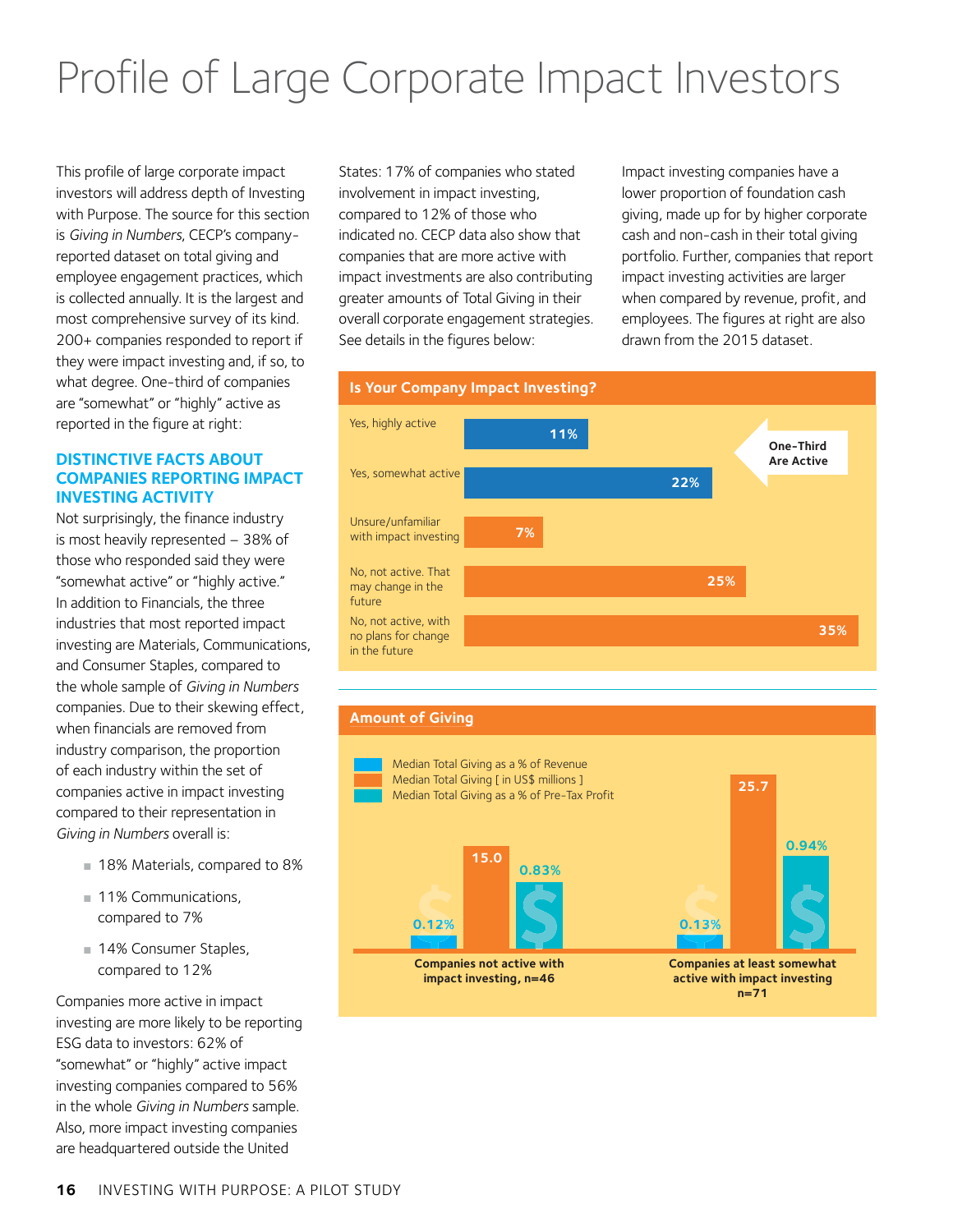# Profile of Large Corporate Impact Investors

This profile of large corporate impact investors will address depth of Investing with Purpose. The source for this section is *Giving in Numbers*, CECP's company-reported dataset on total giving and employee engagement practices, which is collected annually. It is the largest and most comprehensive survey of its kind. 200+ companies responded to report if they were impact investing and, if so, to what degree. One-third of companies are "somewhat" or "highly" active as reported in the figure at right:

### DISTINCTIVE FACTS ABOUT COMPANIES REPORTING IMPACT INVESTING ACTIVITY

Not surprisingly, the finance industry is most heavily represented – 38% of those who responded said they were "somewhat active" or "highly active." In addition to Financials, the three industries that most reported impact investing are Materials, Communications, and Consumer Staples, compared to the whole sample of *Giving in Numbers* companies. Due to their skewing effect, when financials are removed from industry comparison, the proportion of each industry within the set of companies active in impact investing compared to their representation in *Giving in Numbers* overall is:

- 18% Materials, compared to 8%
- 11% Communications, compared to 7%
- 14% Consumer Staples, compared to 12%

Companies more active in impact investing are more likely to be reporting ESG data to investors: 62% of "somewhat" or "highly" active impact investing companies compared to 56% in the whole *Giving in Numbers* sample. Also, more impact investing companies are headquartered outside the United States: 17% of companies who stated involvement in impact investing, compared to 12% of those who indicated no. CECP data also show that companies that are more active with impact investments are also contributing greater amounts of Total Giving in their overall corporate engagement strategies. See details in the figures below:

Impact investing companies have a lower proportion of foundation cash giving, made up for by higher corporate cash and non-cash in their total giving portfolio. Further, companies that report impact investing activities are larger when compared by revenue, profit, and employees. The figures at right are also drawn from the 2015 dataset.

**Is Your Company Impact Investing?**

| Response | % |
| --- | --- |
| Yes, highly active | 11% |
| Yes, somewhat active | 22% |
| Unsure/unfamiliar with impact investing | 7% |
| No, not active. That may change in the future | 25% |
| No, not active, with no plans for change in the future | 35% |

One-Third Are Active

**Amount of Giving**

| | Median Total Giving as a % of Revenue | Median Total Giving [ in US$ millions ] | Median Total Giving as a % of Pre-Tax Profit |
| --- | --- | --- | --- |
| Companies not active with impact investing, n=46 | 0.12% | 15.0 | 0.83% |
| Companies at least somewhat active with impact investing n=71 | 0.13% | 25.7 | 0.94% |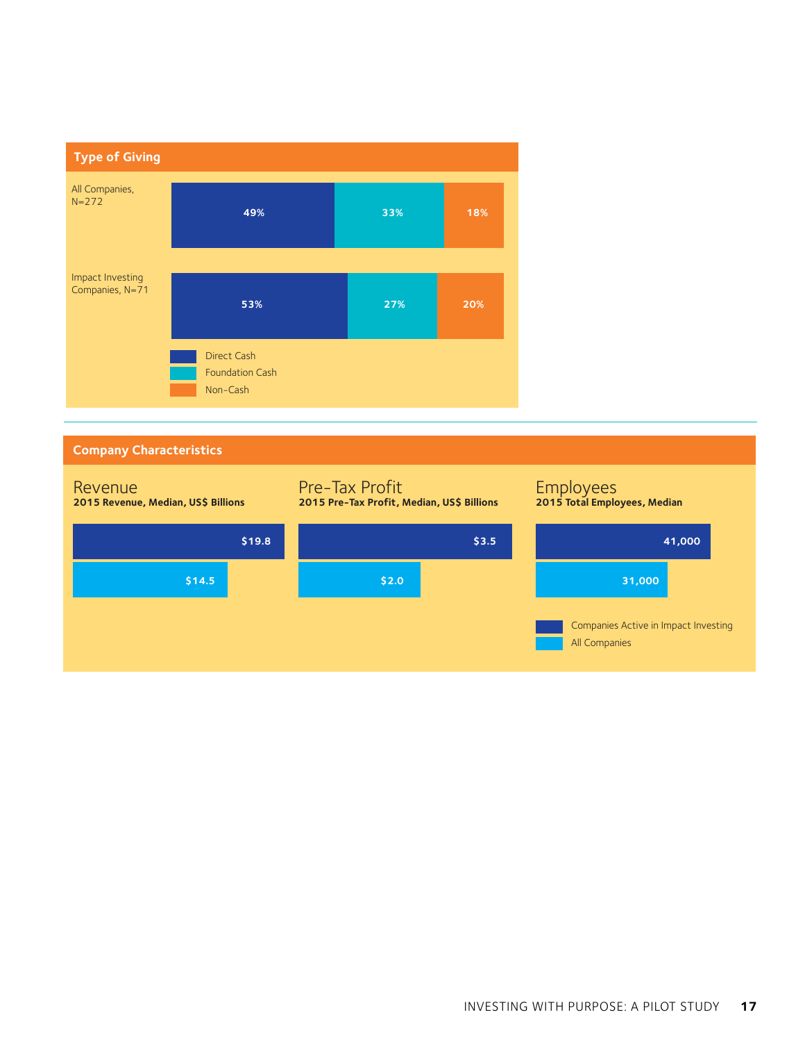## Type of Giving

| | Direct Cash | Foundation Cash | Non-Cash |
|---|---|---|---|
| All Companies, N=272 | 49% | 33% | 18% |
| Impact Investing Companies, N=71 | 53% | 27% | 20% |

## Company Characteristics

| | Revenue<br>2015 Revenue, Median, US$ Billions | Pre-Tax Profit<br>2015 Pre-Tax Profit, Median, US$ Billions | Employees<br>2015 Total Employees, Median |
|---|---|---|---|
| Companies Active in Impact Investing | $19.8 | $3.5 | 41,000 |
| All Companies | $14.5 | $2.0 | 31,000 |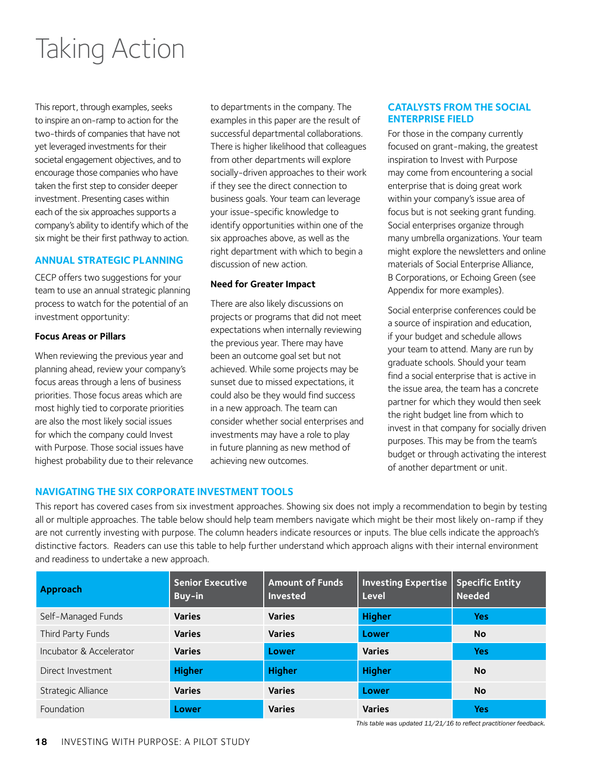# Taking Action

This report, through examples, seeks to inspire an on-ramp to action for the two-thirds of companies that have not yet leveraged investments for their societal engagement objectives, and to encourage those companies who have taken the first step to consider deeper investment. Presenting cases within each of the six approaches supports a company's ability to identify which of the six might be their first pathway to action.

## ANNUAL STRATEGIC PLANNING

CECP offers two suggestions for your team to use an annual strategic planning process to watch for the potential of an investment opportunity:

### Focus Areas or Pillars

When reviewing the previous year and planning ahead, review your company's focus areas through a lens of business priorities. Those focus areas which are most highly tied to corporate priorities are also the most likely social issues for which the company could Invest with Purpose. Those social issues have highest probability due to their relevance to departments in the company. The examples in this paper are the result of successful departmental collaborations. There is higher likelihood that colleagues from other departments will explore socially-driven approaches to their work if they see the direct connection to business goals. Your team can leverage your issue-specific knowledge to identify opportunities within one of the six approaches above, as well as the right department with which to begin a discussion of new action.

### Need for Greater Impact

There are also likely discussions on projects or programs that did not meet expectations when internally reviewing the previous year. There may have been an outcome goal set but not achieved. While some projects may be sunset due to missed expectations, it could also be they would find success in a new approach. The team can consider whether social enterprises and investments may have a role to play in future planning as new method of achieving new outcomes.

## CATALYSTS FROM THE SOCIAL ENTERPRISE FIELD

For those in the company currently focused on grant-making, the greatest inspiration to Invest with Purpose may come from encountering a social enterprise that is doing great work within your company's issue area of focus but is not seeking grant funding. Social enterprises organize through many umbrella organizations. Your team might explore the newsletters and online materials of Social Enterprise Alliance, B Corporations, or Echoing Green (see Appendix for more examples).

Social enterprise conferences could be a source of inspiration and education, if your budget and schedule allows your team to attend. Many are run by graduate schools. Should your team find a social enterprise that is active in the issue area, the team has a concrete partner for which they would then seek the right budget line from which to invest in that company for socially driven purposes. This may be from the team's budget or through activating the interest of another department or unit.

## NAVIGATING THE SIX CORPORATE INVESTMENT TOOLS

This report has covered cases from six investment approaches. Showing six does not imply a recommendation to begin by testing all or multiple approaches. The table below should help team members navigate which might be their most likely on-ramp if they are not currently investing with purpose. The column headers indicate resources or inputs. The blue cells indicate the approach's distinctive factors. Readers can use this table to help further understand which approach aligns with their internal environment and readiness to undertake a new approach.

| Approach | Senior Executive Buy-in | Amount of Funds Invested | Investing Expertise Level | Specific Entity Needed |
|---|---|---|---|---|
| Self-Managed Funds | **Varies** | **Varies** | **Higher** | **Yes** |
| Third Party Funds | **Varies** | **Varies** | **Lower** | **No** |
| Incubator & Accelerator | **Varies** | **Lower** | **Varies** | **Yes** |
| Direct Investment | **Higher** | **Higher** | **Higher** | **No** |
| Strategic Alliance | **Varies** | **Varies** | **Lower** | **No** |
| Foundation | **Lower** | **Varies** | **Varies** | **Yes** |

*This table was updated 11/21/16 to reflect practitioner feedback.*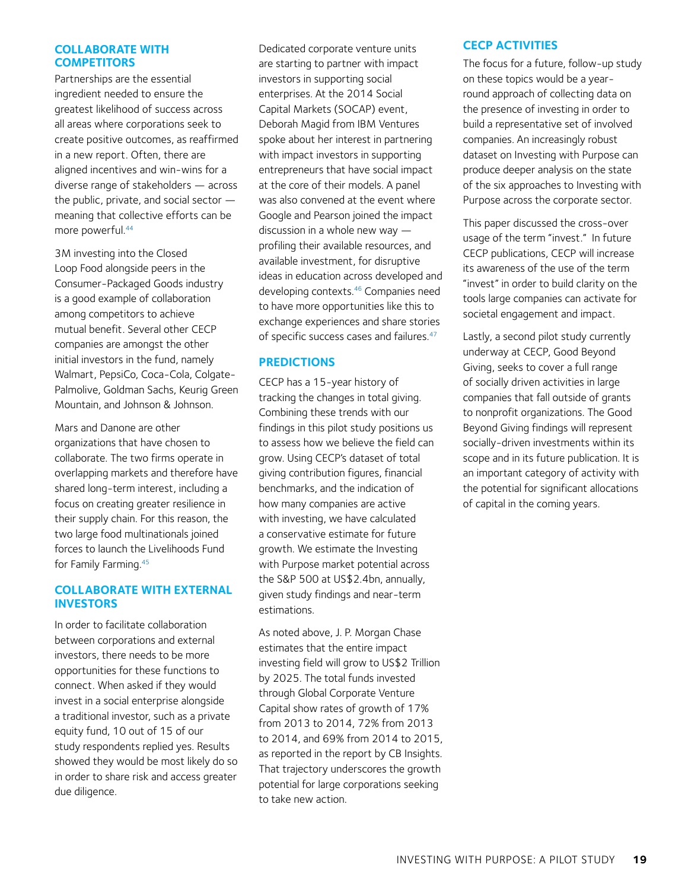## COLLABORATE WITH COMPETITORS

Partnerships are the essential ingredient needed to ensure the greatest likelihood of success across all areas where corporations seek to create positive outcomes, as reaffirmed in a new report. Often, there are aligned incentives and win-wins for a diverse range of stakeholders — across the public, private, and social sector — meaning that collective efforts can be more powerful.[44]

3M investing into the Closed Loop Food alongside peers in the Consumer-Packaged Goods industry is a good example of collaboration among competitors to achieve mutual benefit. Several other CECP companies are amongst the other initial investors in the fund, namely Walmart, PepsiCo, Coca-Cola, Colgate-Palmolive, Goldman Sachs, Keurig Green Mountain, and Johnson & Johnson.

Mars and Danone are other organizations that have chosen to collaborate. The two firms operate in overlapping markets and therefore have shared long-term interest, including a focus on creating greater resilience in their supply chain. For this reason, the two large food multinationals joined forces to launch the Livelihoods Fund for Family Farming.[45]

## COLLABORATE WITH EXTERNAL INVESTORS

In order to facilitate collaboration between corporations and external investors, there needs to be more opportunities for these functions to connect. When asked if they would invest in a social enterprise alongside a traditional investor, such as a private equity fund, 10 out of 15 of our study respondents replied yes. Results showed they would be most likely do so in order to share risk and access greater due diligence.

Dedicated corporate venture units are starting to partner with impact investors in supporting social enterprises. At the 2014 Social Capital Markets (SOCAP) event, Deborah Magid from IBM Ventures spoke about her interest in partnering with impact investors in supporting entrepreneurs that have social impact at the core of their models. A panel was also convened at the event where Google and Pearson joined the impact discussion in a whole new way — profiling their available resources, and available investment, for disruptive ideas in education across developed and developing contexts.[46] Companies need to have more opportunities like this to exchange experiences and share stories of specific success cases and failures.[47]

## PREDICTIONS

CECP has a 15-year history of tracking the changes in total giving. Combining these trends with our findings in this pilot study positions us to assess how we believe the field can grow. Using CECP's dataset of total giving contribution figures, financial benchmarks, and the indication of how many companies are active with investing, we have calculated a conservative estimate for future growth. We estimate the Investing with Purpose market potential across the S&P 500 at US$2.4bn, annually, given study findings and near-term estimations.

As noted above, J. P. Morgan Chase estimates that the entire impact investing field will grow to US$2 Trillion by 2025. The total funds invested through Global Corporate Venture Capital show rates of growth of 17% from 2013 to 2014, 72% from 2013 to 2014, and 69% from 2014 to 2015, as reported in the report by CB Insights. That trajectory underscores the growth potential for large corporations seeking to take new action.

## CECP ACTIVITIES

The focus for a future, follow-up study on these topics would be a year-round approach of collecting data on the presence of investing in order to build a representative set of involved companies. An increasingly robust dataset on Investing with Purpose can produce deeper analysis on the state of the six approaches to Investing with Purpose across the corporate sector.

This paper discussed the cross-over usage of the term "invest." In future CECP publications, CECP will increase its awareness of the use of the term "invest" in order to build clarity on the tools large companies can activate for societal engagement and impact.

Lastly, a second pilot study currently underway at CECP, Good Beyond Giving, seeks to cover a full range of socially driven activities in large companies that fall outside of grants to nonprofit organizations. The Good Beyond Giving findings will represent socially-driven investments within its scope and in its future publication. It is an important category of activity with the potential for significant allocations of capital in the coming years.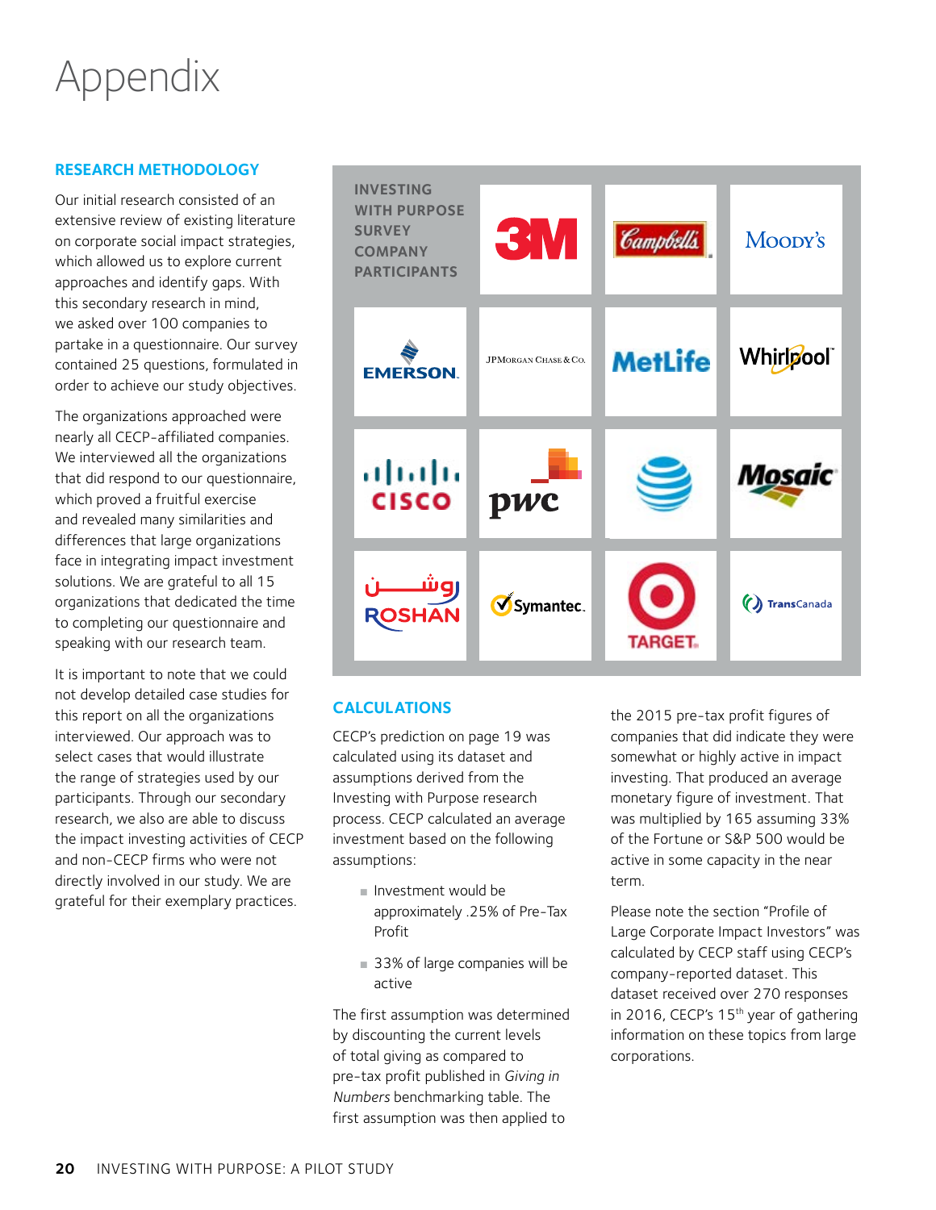# Appendix

## RESEARCH METHODOLOGY

Our initial research consisted of an extensive review of existing literature on corporate social impact strategies, which allowed us to explore current approaches and identify gaps. With this secondary research in mind, we asked over 100 companies to partake in a questionnaire. Our survey contained 25 questions, formulated in order to achieve our study objectives.

The organizations approached were nearly all CECP-affiliated companies. We interviewed all the organizations that did respond to our questionnaire, which proved a fruitful exercise and revealed many similarities and differences that large organizations face in integrating impact investment solutions. We are grateful to all 15 organizations that dedicated the time to completing our questionnaire and speaking with our research team.

It is important to note that we could not develop detailed case studies for this report on all the organizations interviewed. Our approach was to select cases that would illustrate the range of strategies used by our participants. Through our secondary research, we also are able to discuss the impact investing activities of CECP and non-CECP firms who were not directly involved in our study. We are grateful for their exemplary practices.

**INVESTING WITH PURPOSE SURVEY COMPANY PARTICIPANTS**

3M, Campbell's, Moody's, Emerson, JPMorgan Chase & Co., MetLife, Whirlpool, Cisco, PwC, AT&T, Mosaic, Roshan, Symantec, Target, TransCanada

## CALCULATIONS

CECP's prediction on page 19 was calculated using its dataset and assumptions derived from the Investing with Purpose research process. CECP calculated an average investment based on the following assumptions:

- Investment would be approximately .25% of Pre-Tax Profit
- 33% of large companies will be active

The first assumption was determined by discounting the current levels of total giving as compared to pre-tax profit published in *Giving in Numbers* benchmarking table. The first assumption was then applied to the 2015 pre-tax profit figures of companies that did indicate they were somewhat or highly active in impact investing. That produced an average monetary figure of investment. That was multiplied by 165 assuming 33% of the Fortune or S&P 500 would be active in some capacity in the near term.

Please note the section "Profile of Large Corporate Impact Investors" was calculated by CECP staff using CECP's company-reported dataset. This dataset received over 270 responses in 2016, CECP's 15th year of gathering information on these topics from large corporations.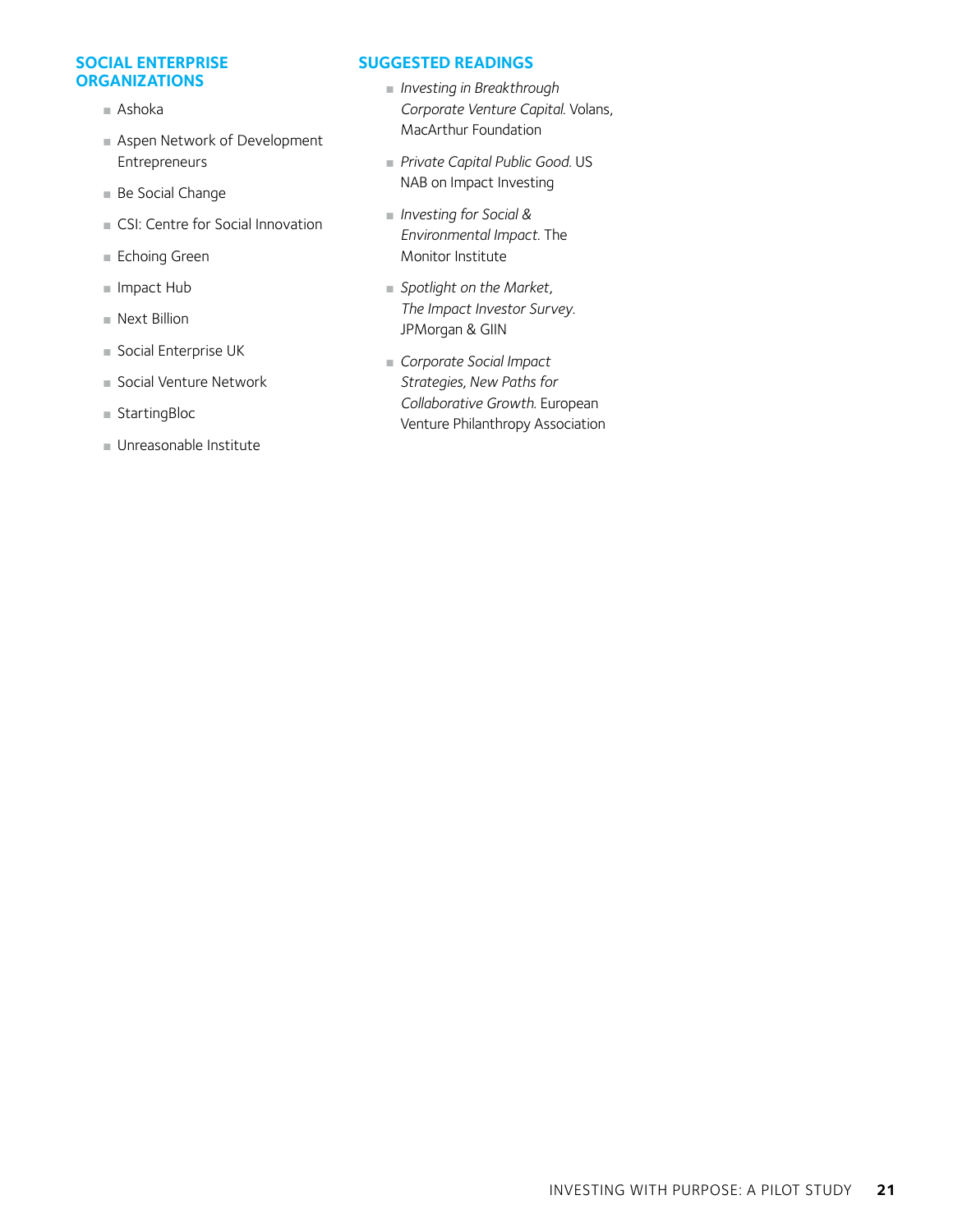## SOCIAL ENTERPRISE ORGANIZATIONS

- Ashoka
- Aspen Network of Development Entrepreneurs
- Be Social Change
- CSI: Centre for Social Innovation
- Echoing Green
- Impact Hub
- Next Billion
- Social Enterprise UK
- Social Venture Network
- StartingBloc
- Unreasonable Institute

## SUGGESTED READINGS

- *Investing in Breakthrough Corporate Venture Capital.* Volans, MacArthur Foundation
- *Private Capital Public Good.* US NAB on Impact Investing
- *Investing for Social & Environmental Impact.* The Monitor Institute
- *Spotlight on the Market, The Impact Investor Survey.* JPMorgan & GIIN
- *Corporate Social Impact Strategies, New Paths for Collaborative Growth.* European Venture Philanthropy Association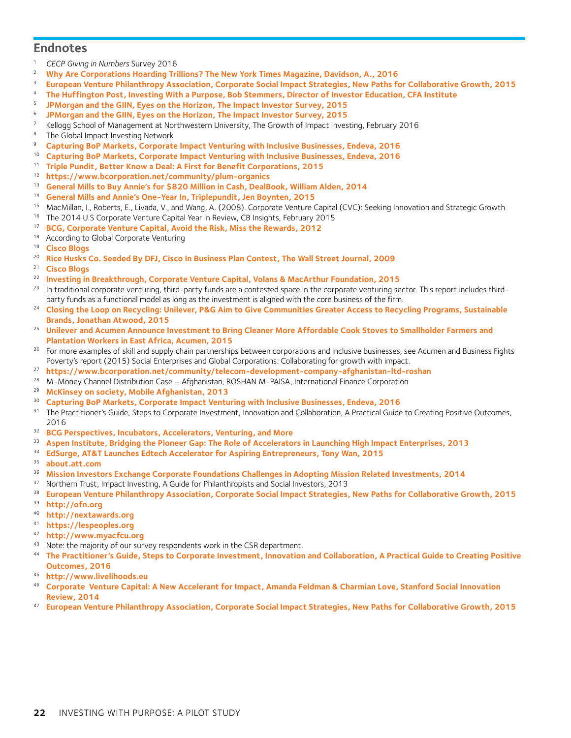## Endnotes

1. *CECP Giving in Numbers* Survey 2016
2. **Why Are Corporations Hoarding Trillions? The New York Times Magazine, Davidson, A., 2016**
3. **European Venture Philanthropy Association, Corporate Social Impact Strategies, New Paths for Collaborative Growth, 2015**
4. **The Huffington Post, Investing With a Purpose, Bob Stemmers, Director of Investor Education, CFA Institute**
5. **JPMorgan and the GIIN, Eyes on the Horizon, The Impact Investor Survey, 2015**
6. **JPMorgan and the GIIN, Eyes on the Horizon, The Impact Investor Survey, 2015**
7. Kellogg School of Management at Northwestern University, The Growth of Impact Investing, February 2016
8. The Global Impact Investing Network
9. **Capturing BoP Markets, Corporate Impact Venturing with Inclusive Businesses, Endeva, 2016**
10. **Capturing BoP Markets, Corporate Impact Venturing with Inclusive Businesses, Endeva, 2016**
11. **Triple Pundit, Better Know a Deal: A First for Benefit Corporations, 2015**
12. **https://www.bcorporation.net/community/plum-organics**
13. **General Mills to Buy Annie's for $820 Million in Cash, DealBook, William Alden, 2014**
14. **General Mills and Annie's One-Year In, Triplepundit, Jen Boynten, 2015**
15. MacMillan, I., Roberts, E., Livada, V., and Wang, A. (2008). Corporate Venture Capital (CVC): Seeking Innovation and Strategic Growth
16. The 2014 U.S Corporate Venture Capital Year in Review, CB Insights, February 2015
17. **BCG, Corporate Venture Capital, Avoid the Risk, Miss the Rewards, 2012**
18. According to Global Corporate Venturing
19. **Cisco Blogs**
20. **Rice Husks Co. Seeded By DFJ, Cisco In Business Plan Contest, The Wall Street Journal, 2009**
21. **Cisco Blogs**
22. **Investing in Breakthrough, Corporate Venture Capital, Volans & MacArthur Foundation, 2015**
23. In traditional corporate venturing, third-party funds are a contested space in the corporate venturing sector. This report includes third-party funds as a functional model as long as the investment is aligned with the core business of the firm.
24. **Closing the Loop on Recycling: Unilever, P&G Aim to Give Communities Greater Access to Recycling Programs, Sustainable Brands, Jonathan Atwood, 2015**
25. **Unilever and Acumen Announce Investment to Bring Cleaner More Affordable Cook Stoves to Smallholder Farmers and Plantation Workers in East Africa, Acumen, 2015**
26. For more examples of skill and supply chain partnerships between corporations and inclusive businesses, see Acumen and Business Fights Poverty's report (2015) Social Enterprises and Global Corporations: Collaborating for growth with impact.
27. **https://www.bcorporation.net/community/telecom-development-company-afghanistan-ltd-roshan**
28. M-Money Channel Distribution Case – Afghanistan, ROSHAN M-PAISA, International Finance Corporation
29. **McKinsey on society, Mobile Afghanistan, 2013**
30. **Capturing BoP Markets, Corporate Impact Venturing with Inclusive Businesses, Endeva, 2016**
31. The Practitioner's Guide, Steps to Corporate Investment, Innovation and Collaboration, A Practical Guide to Creating Positive Outcomes, 2016
32. **BCG Perspectives, Incubators, Accelerators, Venturing, and More**
33. **Aspen Institute, Bridging the Pioneer Gap: The Role of Accelerators in Launching High Impact Enterprises, 2013**
34. **EdSurge, AT&T Launches Edtech Accelerator for Aspiring Entrepreneurs, Tony Wan, 2015**
35. **about.att.com**
36. **Mission Investors Exchange Corporate Foundations Challenges in Adopting Mission Related Investments, 2014**
37. Northern Trust, Impact Investing, A Guide for Philanthropists and Social Investors, 2013
38. **European Venture Philanthropy Association, Corporate Social Impact Strategies, New Paths for Collaborative Growth, 2015**
39. **http://ofn.org**
40. **http://nextawards.org**
41. **https://lespeoples.org**
42. **http://www.myacfcu.org**
43. Note: the majority of our survey respondents work in the CSR department.
44. **The Practitioner's Guide, Steps to Corporate Investment, Innovation and Collaboration, A Practical Guide to Creating Positive Outcomes, 2016**
45. **http://www.livelihoods.eu**
46. **Corporate Venture Capital: A New Accelerant for Impact, Amanda Feldman & Charmian Love, Stanford Social Innovation Review, 2014**
47. **European Venture Philanthropy Association, Corporate Social Impact Strategies, New Paths for Collaborative Growth, 2015**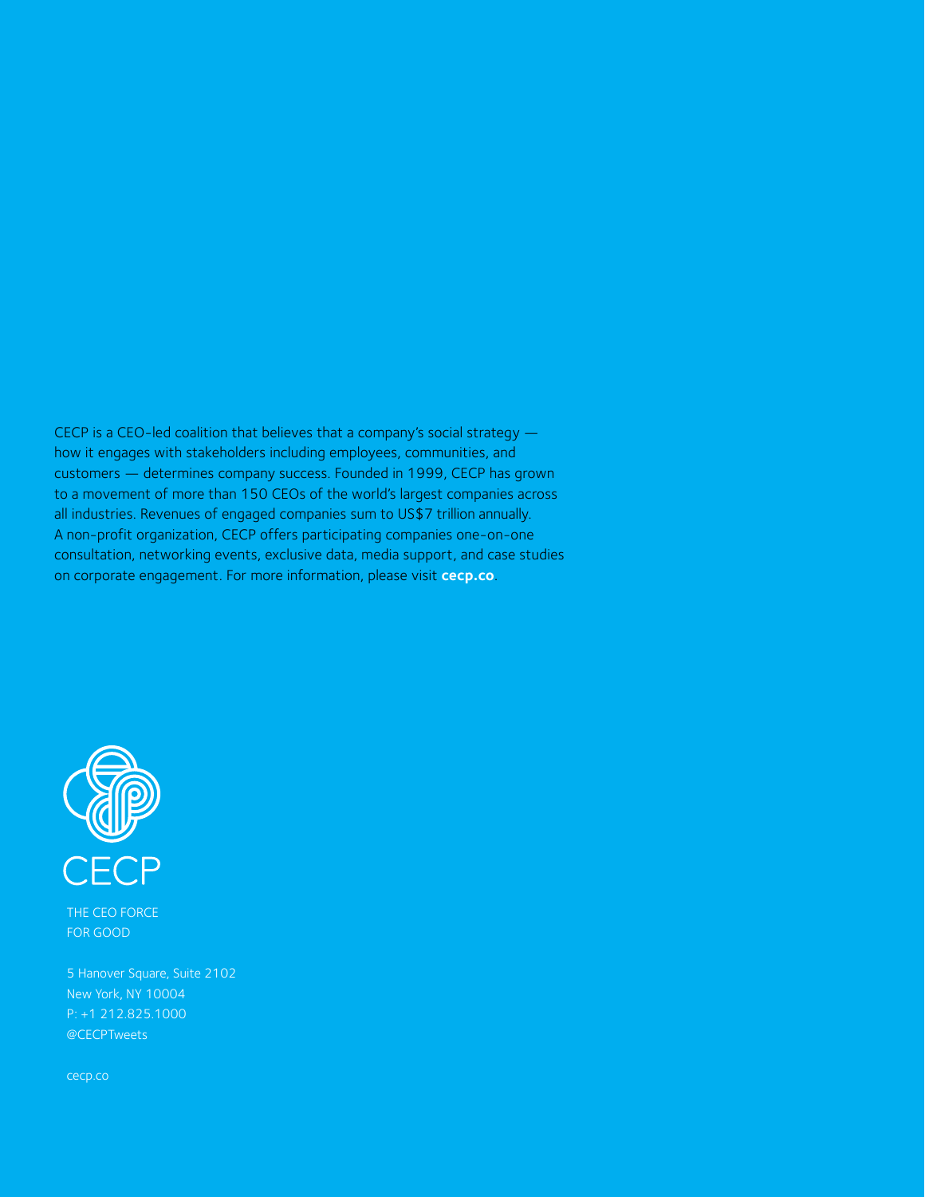CECP is a CEO-led coalition that believes that a company's social strategy — how it engages with stakeholders including employees, communities, and customers — determines company success. Founded in 1999, CECP has grown to a movement of more than 150 CEOs of the world's largest companies across all industries. Revenues of engaged companies sum to US$7 trillion annually. A non-profit organization, CECP offers participating companies one-on-one consultation, networking events, exclusive data, media support, and case studies on corporate engagement. For more information, please visit **cecp.co**.

CECP

THE CEO FORCE
FOR GOOD

5 Hanover Square, Suite 2102
New York, NY 10004
P: +1 212.825.1000
@CECPTweets

cecp.co